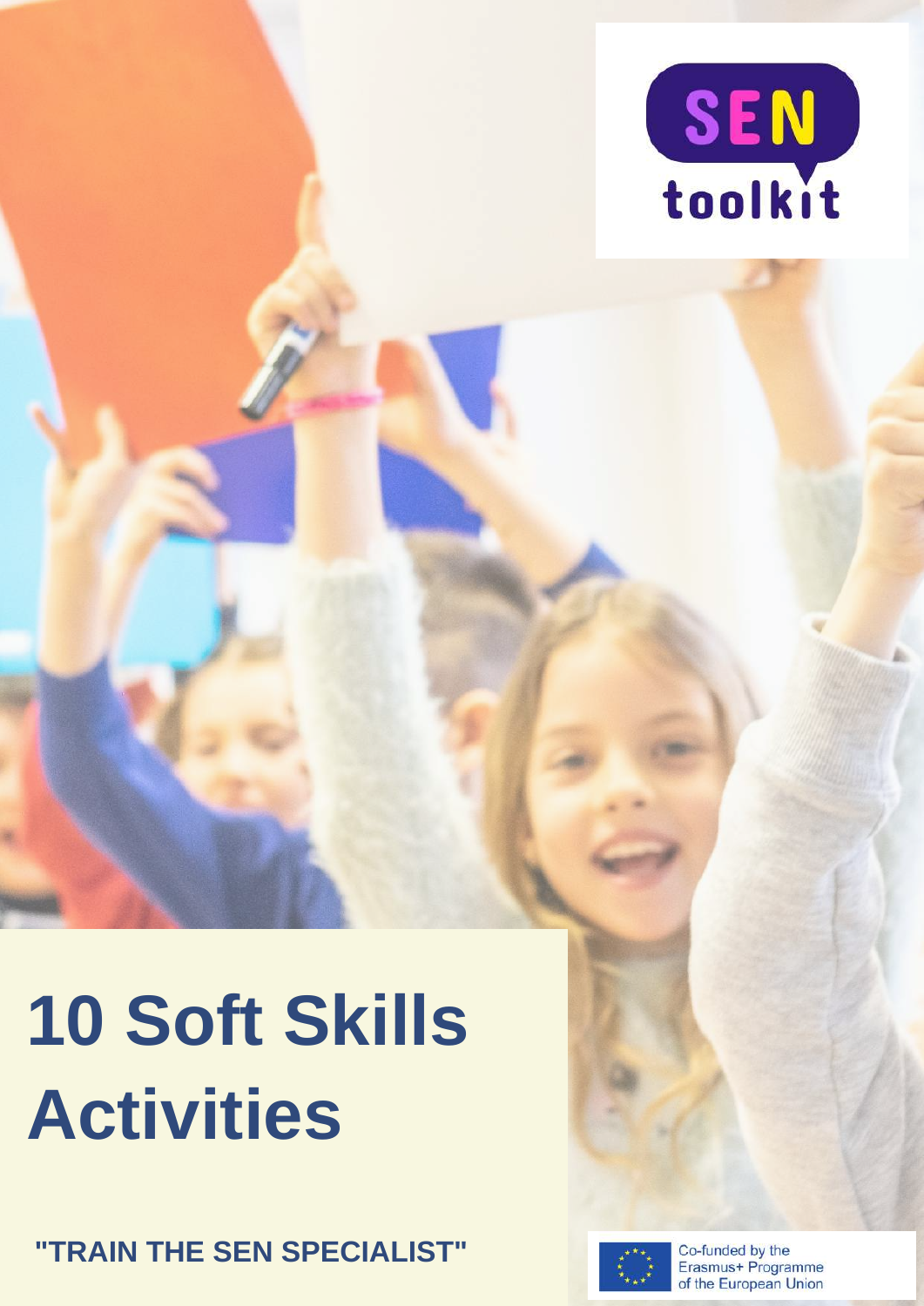SEN toolkit

# 10 Soft Skills Activities

**"TRAIN THE SEN SPECIALIST"**

Co-funded by the Erasmus+ Programme of the European Union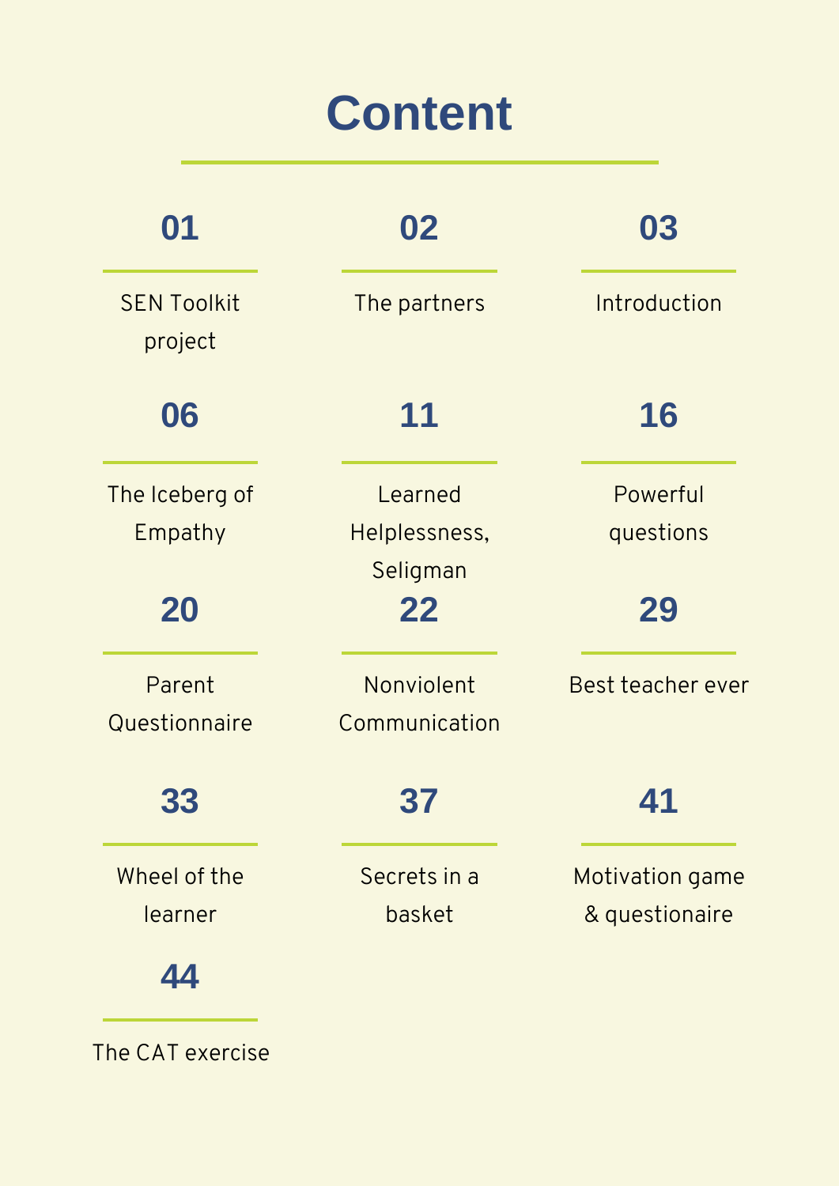# Content

- 01 — SEN Toolkit project
- 02 — The partners
- 03 — Introduction
- 06 — The Iceberg of Empathy
- 11 — Learned Helplessness, Seligman
- 16 — Powerful questions
- 20 — Parent Questionnaire
- 22 — Nonviolent Communication
- 29 — Best teacher ever
- 33 — Wheel of the learner
- 37 — Secrets in a basket
- 41 — Motivation game & questionaire
- 44 — The CAT exercise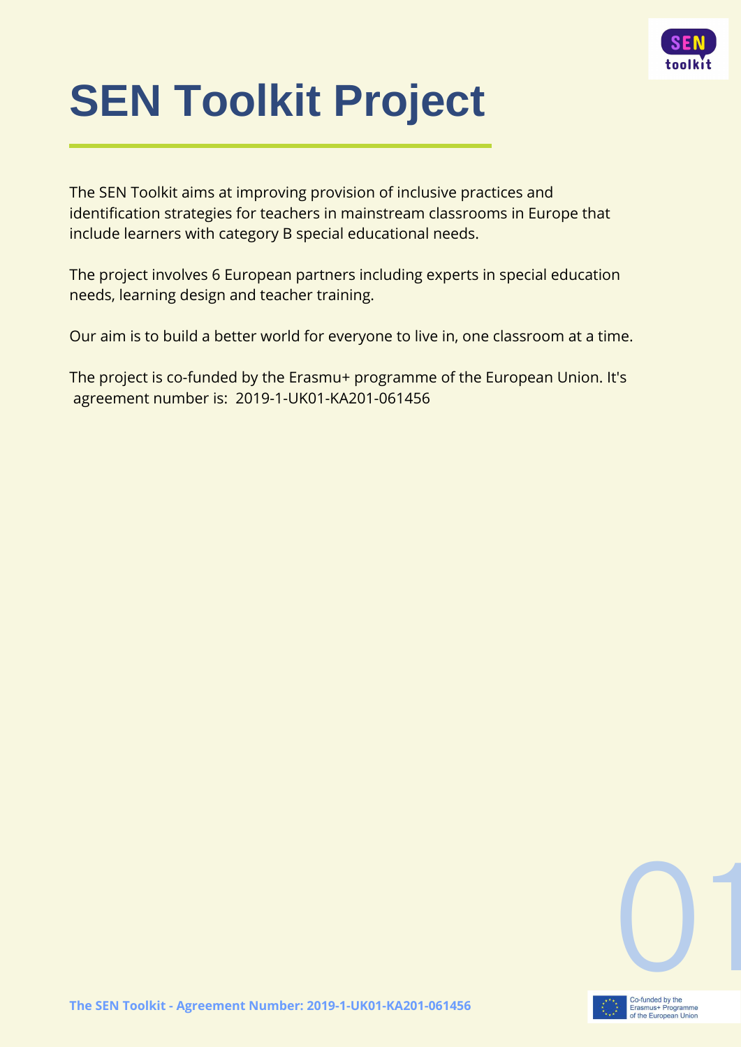# SEN Toolkit Project

The SEN Toolkit aims at improving provision of inclusive practices and identification strategies for teachers in mainstream classrooms in Europe that include learners with category B special educational needs.

The project involves 6 European partners including experts in special education needs, learning design and teacher training.

Our aim is to build a better world for everyone to live in, one classroom at a time.

The project is co-funded by the Erasmu+ programme of the European Union. It's agreement number is: 2019-1-UK01-KA201-061456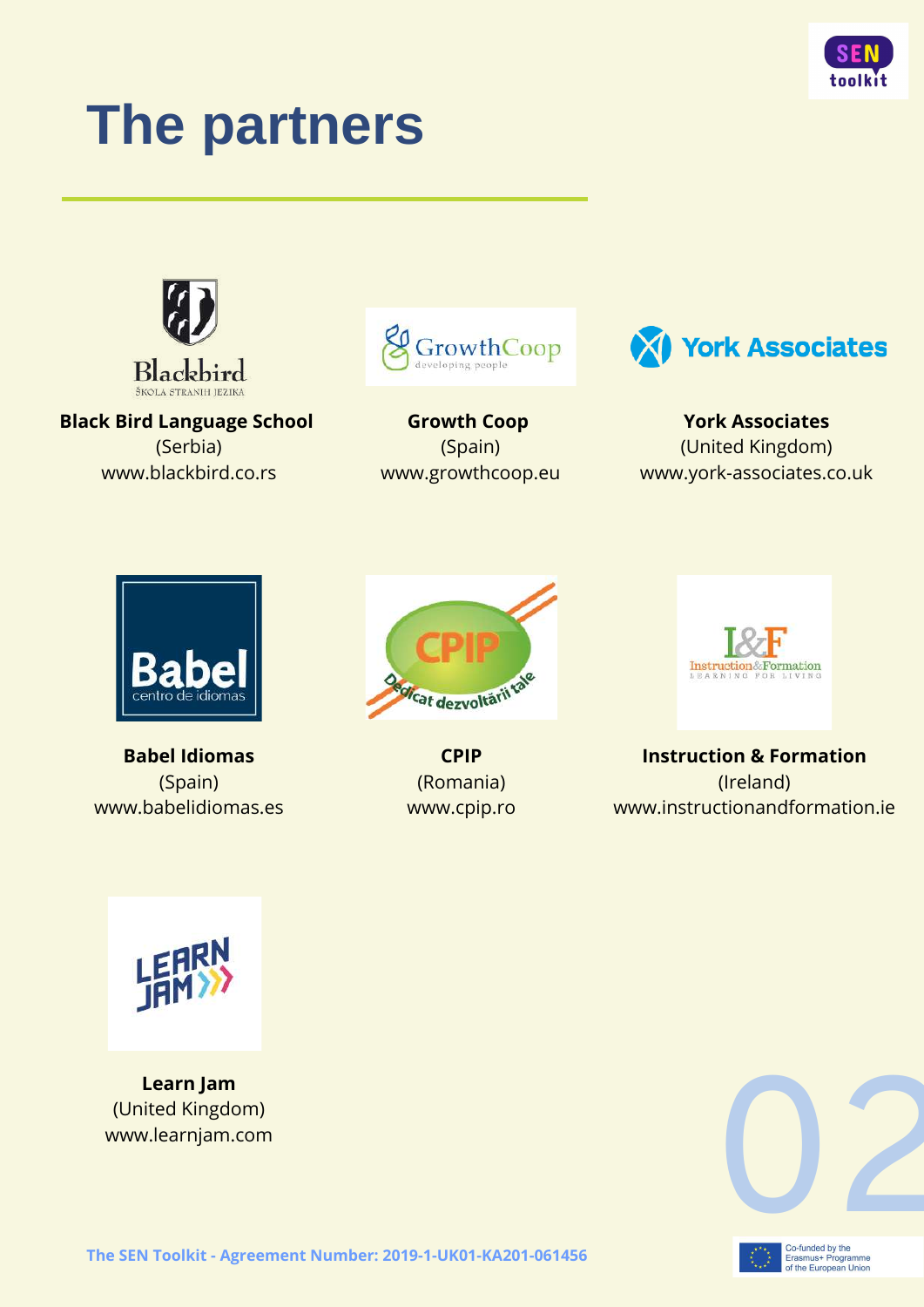# The partners

**Black Bird Language School**
(Serbia)
www.blackbird.co.rs

**Growth Coop**
(Spain)
www.growthcoop.eu

**York Associates**
(United Kingdom)
www.york-associates.co.uk

**Babel Idiomas**
(Spain)
www.babelidiomas.es

**CPIP**
(Romania)
www.cpip.ro

**Instruction & Formation**
(Ireland)
www.instructionandformation.ie

**Learn Jam**
(United Kingdom)
www.learnjam.com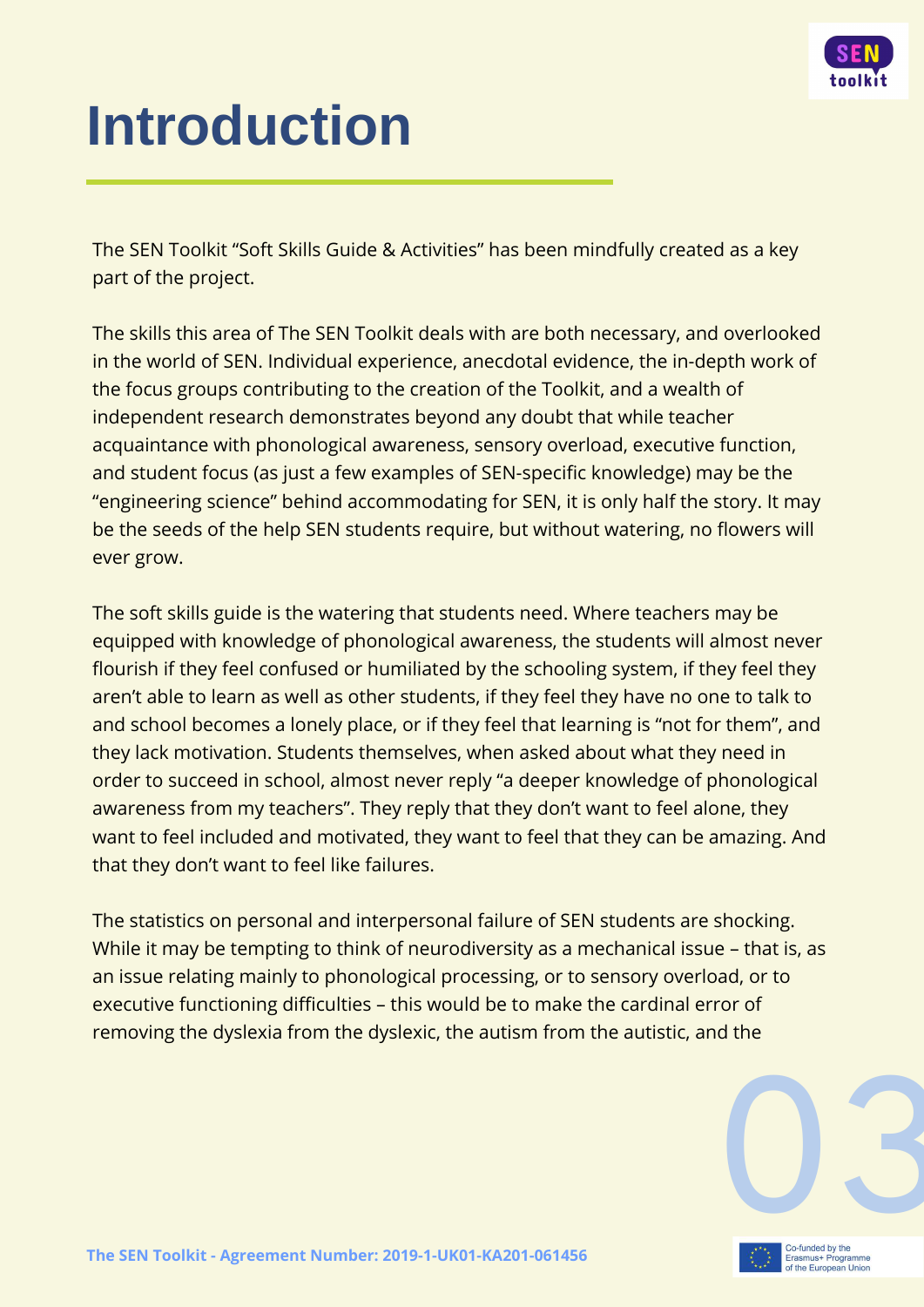# Introduction

The SEN Toolkit “Soft Skills Guide & Activities” has been mindfully created as a key part of the project.

The skills this area of The SEN Toolkit deals with are both necessary, and overlooked in the world of SEN. Individual experience, anecdotal evidence, the in-depth work of the focus groups contributing to the creation of the Toolkit, and a wealth of independent research demonstrates beyond any doubt that while teacher acquaintance with phonological awareness, sensory overload, executive function, and student focus (as just a few examples of SEN-specific knowledge) may be the “engineering science” behind accommodating for SEN, it is only half the story. It may be the seeds of the help SEN students require, but without watering, no flowers will ever grow.

The soft skills guide is the watering that students need. Where teachers may be equipped with knowledge of phonological awareness, the students will almost never flourish if they feel confused or humiliated by the schooling system, if they feel they aren’t able to learn as well as other students, if they feel they have no one to talk to and school becomes a lonely place, or if they feel that learning is “not for them”, and they lack motivation. Students themselves, when asked about what they need in order to succeed in school, almost never reply “a deeper knowledge of phonological awareness from my teachers”. They reply that they don’t want to feel alone, they want to feel included and motivated, they want to feel that they can be amazing. And that they don’t want to feel like failures.

The statistics on personal and interpersonal failure of SEN students are shocking. While it may be tempting to think of neurodiversity as a mechanical issue – that is, as an issue relating mainly to phonological processing, or to sensory overload, or to executive functioning difficulties – this would be to make the cardinal error of removing the dyslexia from the dyslexic, the autism from the autistic, and the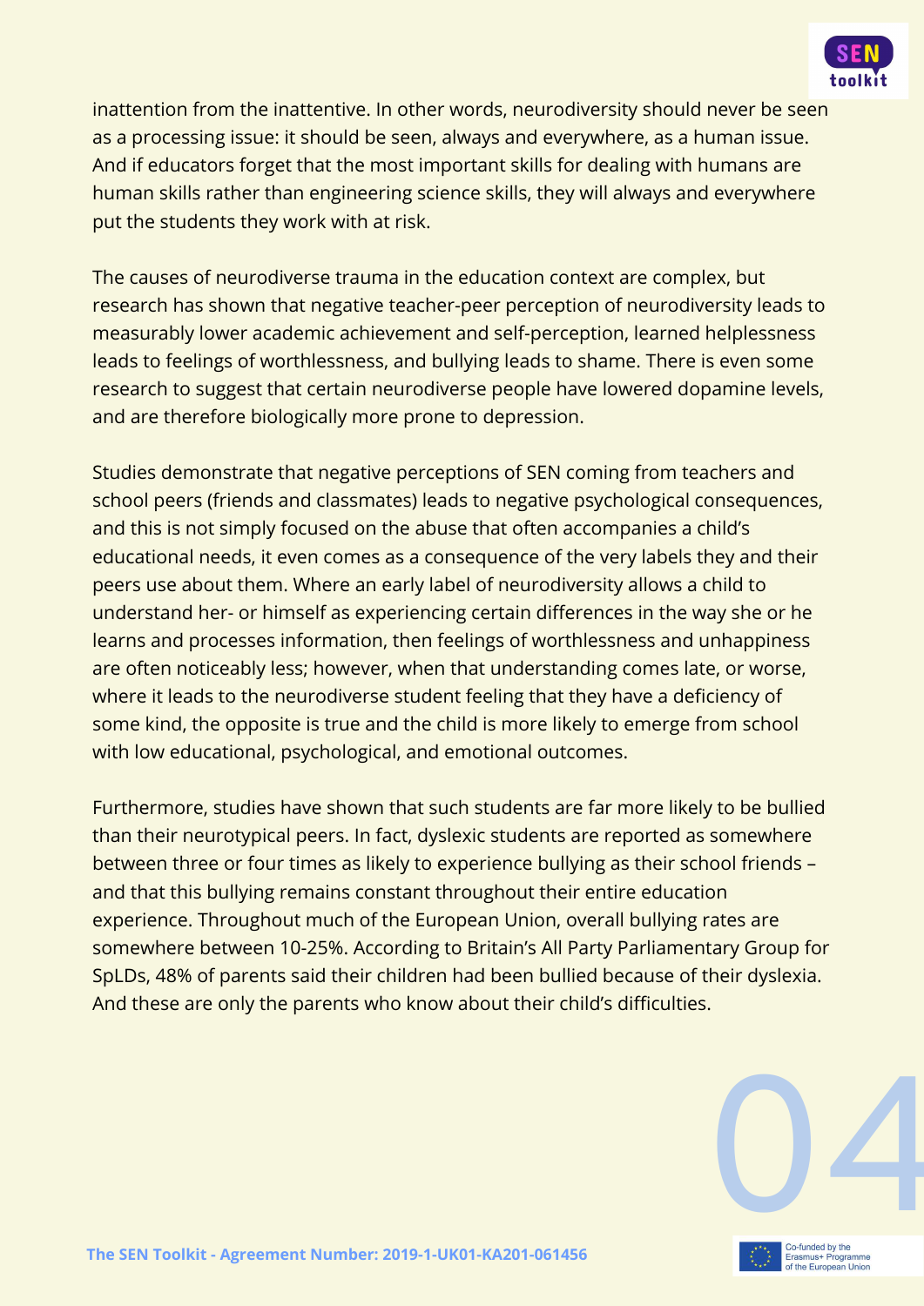inattention from the inattentive. In other words, neurodiversity should never be seen as a processing issue: it should be seen, always and everywhere, as a human issue. And if educators forget that the most important skills for dealing with humans are human skills rather than engineering science skills, they will always and everywhere put the students they work with at risk.

The causes of neurodiverse trauma in the education context are complex, but research has shown that negative teacher-peer perception of neurodiversity leads to measurably lower academic achievement and self-perception, learned helplessness leads to feelings of worthlessness, and bullying leads to shame. There is even some research to suggest that certain neurodiverse people have lowered dopamine levels, and are therefore biologically more prone to depression.

Studies demonstrate that negative perceptions of SEN coming from teachers and school peers (friends and classmates) leads to negative psychological consequences, and this is not simply focused on the abuse that often accompanies a child's educational needs, it even comes as a consequence of the very labels they and their peers use about them. Where an early label of neurodiversity allows a child to understand her- or himself as experiencing certain differences in the way she or he learns and processes information, then feelings of worthlessness and unhappiness are often noticeably less; however, when that understanding comes late, or worse, where it leads to the neurodiverse student feeling that they have a deficiency of some kind, the opposite is true and the child is more likely to emerge from school with low educational, psychological, and emotional outcomes.

Furthermore, studies have shown that such students are far more likely to be bullied than their neurotypical peers. In fact, dyslexic students are reported as somewhere between three or four times as likely to experience bullying as their school friends – and that this bullying remains constant throughout their entire education experience. Throughout much of the European Union, overall bullying rates are somewhere between 10-25%. According to Britain's All Party Parliamentary Group for SpLDs, 48% of parents said their children had been bullied because of their dyslexia. And these are only the parents who know about their child's difficulties.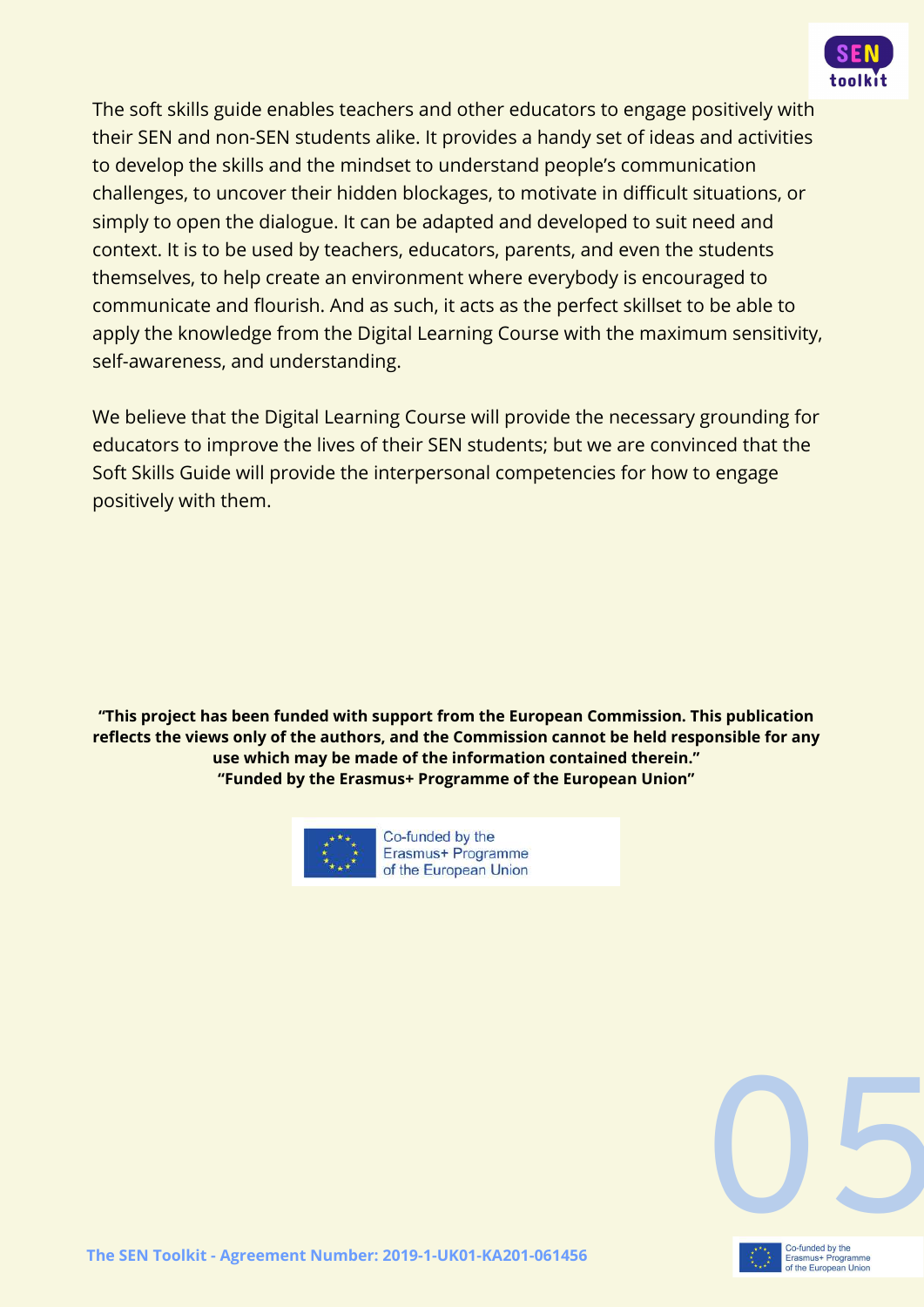The soft skills guide enables teachers and other educators to engage positively with their SEN and non-SEN students alike. It provides a handy set of ideas and activities to develop the skills and the mindset to understand people's communication challenges, to uncover their hidden blockages, to motivate in difficult situations, or simply to open the dialogue. It can be adapted and developed to suit need and context. It is to be used by teachers, educators, parents, and even the students themselves, to help create an environment where everybody is encouraged to communicate and flourish. And as such, it acts as the perfect skillset to be able to apply the knowledge from the Digital Learning Course with the maximum sensitivity, self-awareness, and understanding.

We believe that the Digital Learning Course will provide the necessary grounding for educators to improve the lives of their SEN students; but we are convinced that the Soft Skills Guide will provide the interpersonal competencies for how to engage positively with them.

**"This project has been funded with support from the European Commission. This publication reflects the views only of the authors, and the Commission cannot be held responsible for any use which may be made of the information contained therein."**
**"Funded by the Erasmus+ Programme of the European Union"**

Co-funded by the Erasmus+ Programme of the European Union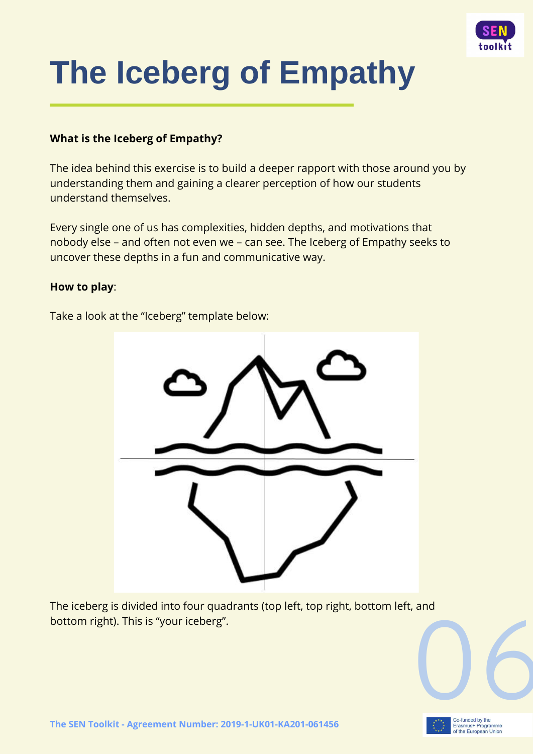# The Iceberg of Empathy

**What is the Iceberg of Empathy?**

The idea behind this exercise is to build a deeper rapport with those around you by understanding them and gaining a clearer perception of how our students understand themselves.

Every single one of us has complexities, hidden depths, and motivations that nobody else – and often not even we – can see. The Iceberg of Empathy seeks to uncover these depths in a fun and communicative way.

**How to play**:

Take a look at the "Iceberg" template below:

The iceberg is divided into four quadrants (top left, top right, bottom left, and bottom right). This is "your iceberg".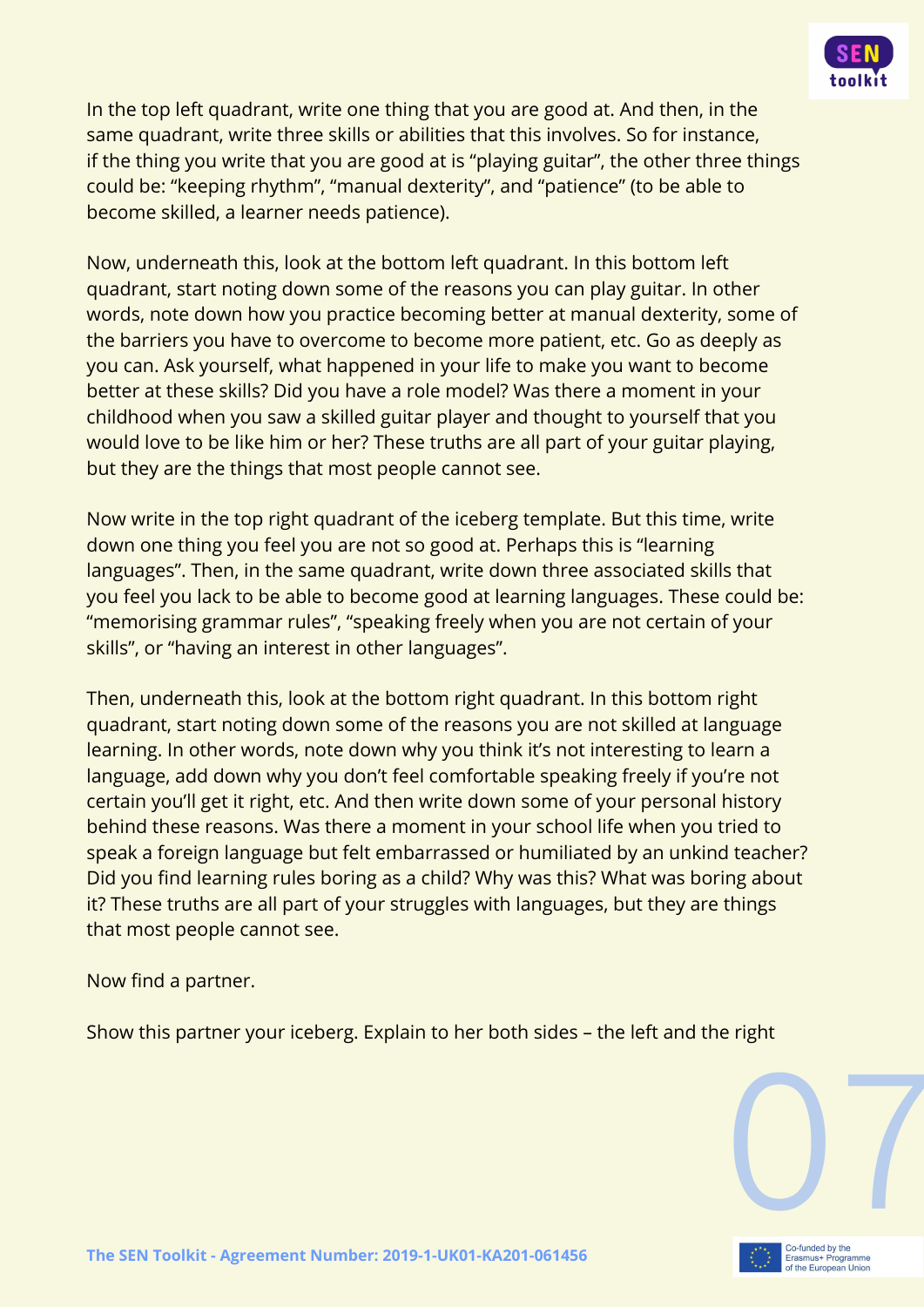In the top left quadrant, write one thing that you are good at. And then, in the same quadrant, write three skills or abilities that this involves. So for instance, if the thing you write that you are good at is "playing guitar", the other three things could be: "keeping rhythm", "manual dexterity", and "patience" (to be able to become skilled, a learner needs patience).

Now, underneath this, look at the bottom left quadrant. In this bottom left quadrant, start noting down some of the reasons you can play guitar. In other words, note down how you practice becoming better at manual dexterity, some of the barriers you have to overcome to become more patient, etc. Go as deeply as you can. Ask yourself, what happened in your life to make you want to become better at these skills? Did you have a role model? Was there a moment in your childhood when you saw a skilled guitar player and thought to yourself that you would love to be like him or her? These truths are all part of your guitar playing, but they are the things that most people cannot see.

Now write in the top right quadrant of the iceberg template. But this time, write down one thing you feel you are not so good at. Perhaps this is "learning languages". Then, in the same quadrant, write down three associated skills that you feel you lack to be able to become good at learning languages. These could be: "memorising grammar rules", "speaking freely when you are not certain of your skills", or "having an interest in other languages".

Then, underneath this, look at the bottom right quadrant. In this bottom right quadrant, start noting down some of the reasons you are not skilled at language learning. In other words, note down why you think it's not interesting to learn a language, add down why you don't feel comfortable speaking freely if you're not certain you'll get it right, etc. And then write down some of your personal history behind these reasons. Was there a moment in your school life when you tried to speak a foreign language but felt embarrassed or humiliated by an unkind teacher? Did you find learning rules boring as a child? Why was this? What was boring about it? These truths are all part of your struggles with languages, but they are things that most people cannot see.

Now find a partner.

Show this partner your iceberg. Explain to her both sides – the left and the right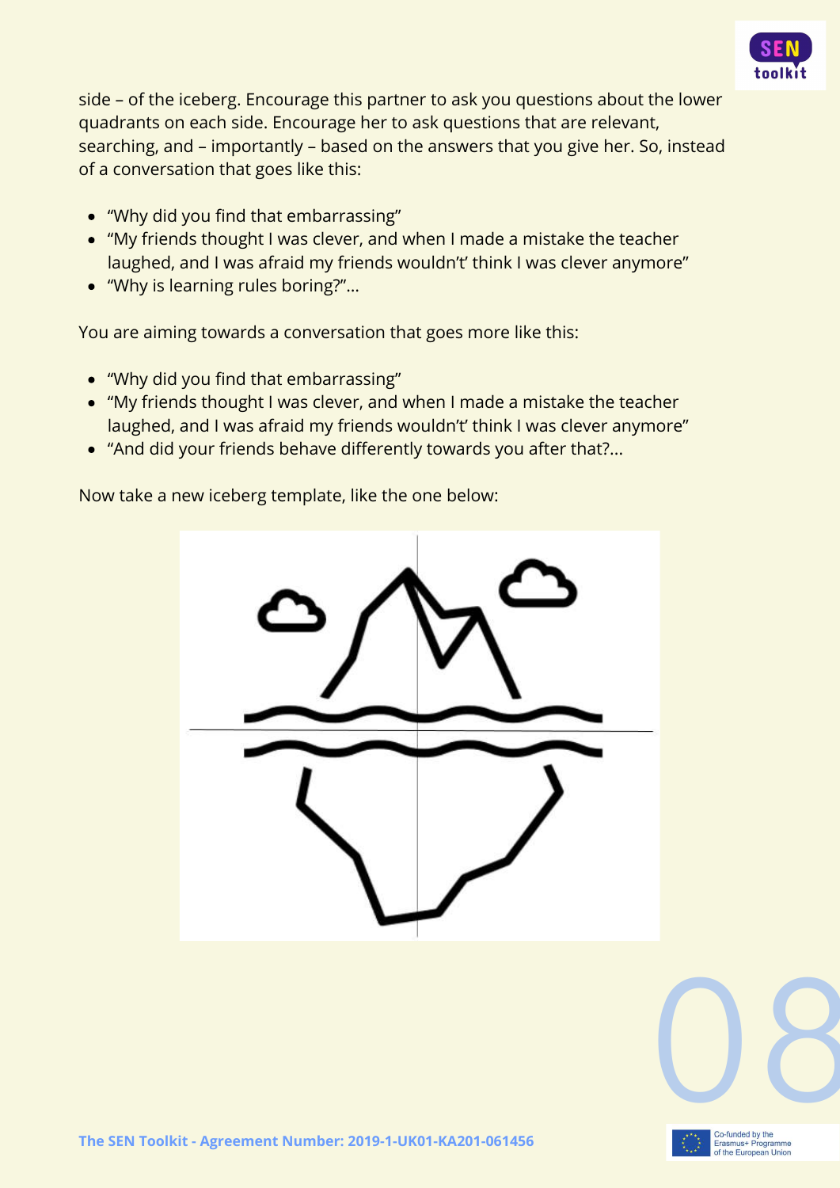side – of the iceberg. Encourage this partner to ask you questions about the lower quadrants on each side. Encourage her to ask questions that are relevant, searching, and – importantly – based on the answers that you give her. So, instead of a conversation that goes like this:

- "Why did you find that embarrassing"
- "My friends thought I was clever, and when I made a mistake the teacher laughed, and I was afraid my friends wouldn't' think I was clever anymore"
- "Why is learning rules boring?"...

You are aiming towards a conversation that goes more like this:

- "Why did you find that embarrassing"
- "My friends thought I was clever, and when I made a mistake the teacher laughed, and I was afraid my friends wouldn't' think I was clever anymore"
- "And did your friends behave differently towards you after that?...

Now take a new iceberg template, like the one below: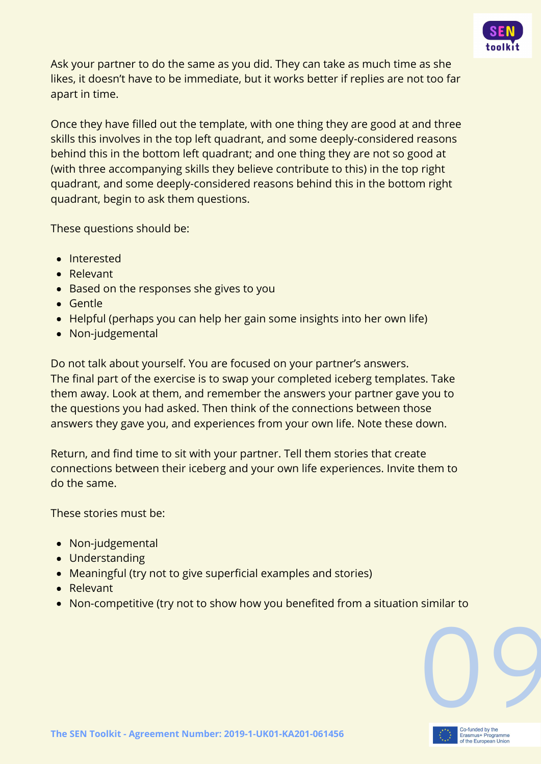Ask your partner to do the same as you did. They can take as much time as she likes, it doesn't have to be immediate, but it works better if replies are not too far apart in time.

Once they have filled out the template, with one thing they are good at and three skills this involves in the top left quadrant, and some deeply-considered reasons behind this in the bottom left quadrant; and one thing they are not so good at (with three accompanying skills they believe contribute to this) in the top right quadrant, and some deeply-considered reasons behind this in the bottom right quadrant, begin to ask them questions.

These questions should be:

- Interested
- Relevant
- Based on the responses she gives to you
- Gentle
- Helpful (perhaps you can help her gain some insights into her own life)
- Non-judgemental

Do not talk about yourself. You are focused on your partner's answers.
The final part of the exercise is to swap your completed iceberg templates. Take them away. Look at them, and remember the answers your partner gave you to the questions you had asked. Then think of the connections between those answers they gave you, and experiences from your own life. Note these down.

Return, and find time to sit with your partner. Tell them stories that create connections between their iceberg and your own life experiences. Invite them to do the same.

These stories must be:

- Non-judgemental
- Understanding
- Meaningful (try not to give superficial examples and stories)
- Relevant
- Non-competitive (try not to show how you benefited from a situation similar to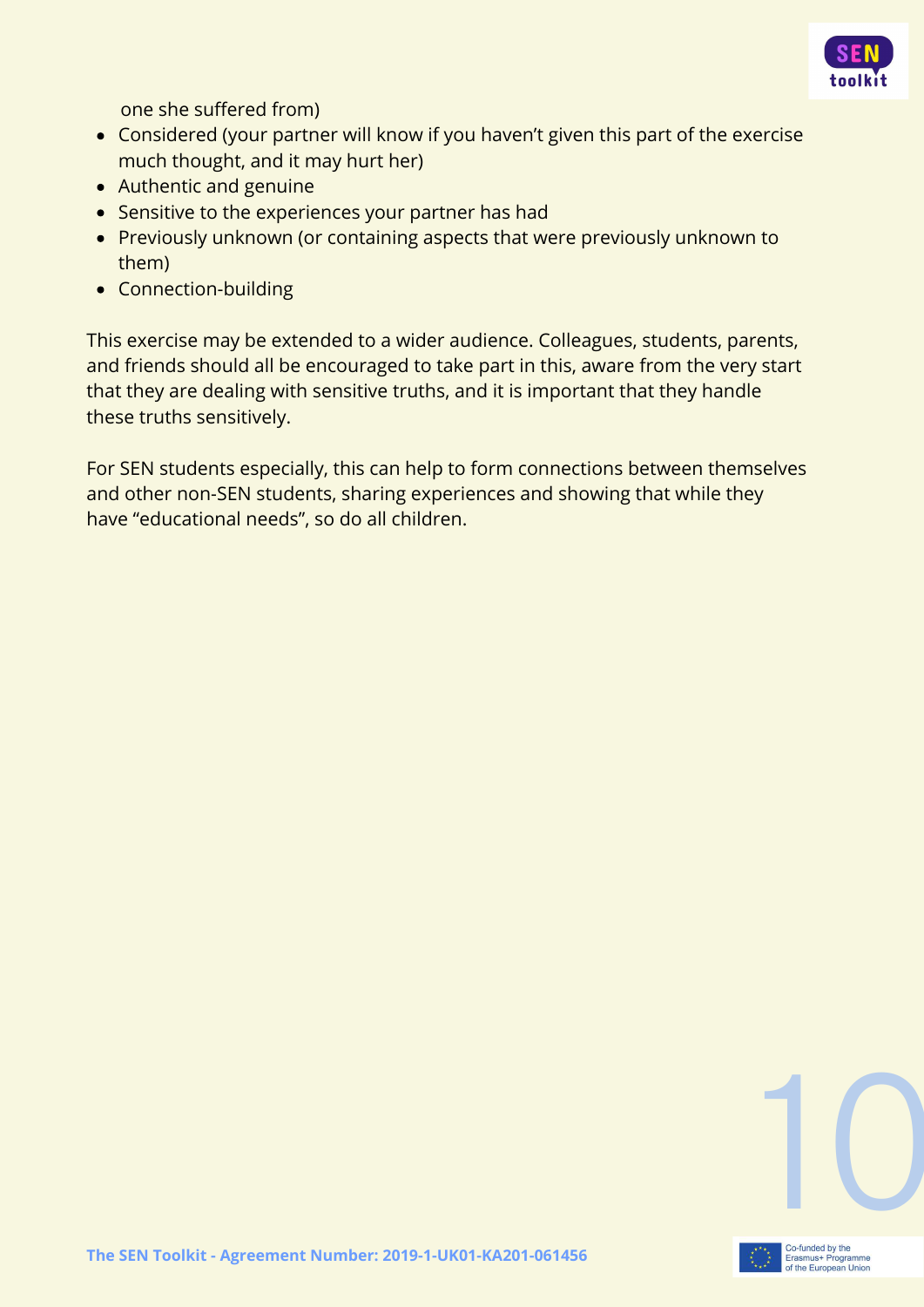one she suffered from)

- Considered (your partner will know if you haven't given this part of the exercise much thought, and it may hurt her)
- Authentic and genuine
- Sensitive to the experiences your partner has had
- Previously unknown (or containing aspects that were previously unknown to them)
- Connection-building

This exercise may be extended to a wider audience. Colleagues, students, parents, and friends should all be encouraged to take part in this, aware from the very start that they are dealing with sensitive truths, and it is important that they handle these truths sensitively.

For SEN students especially, this can help to form connections between themselves and other non-SEN students, sharing experiences and showing that while they have "educational needs", so do all children.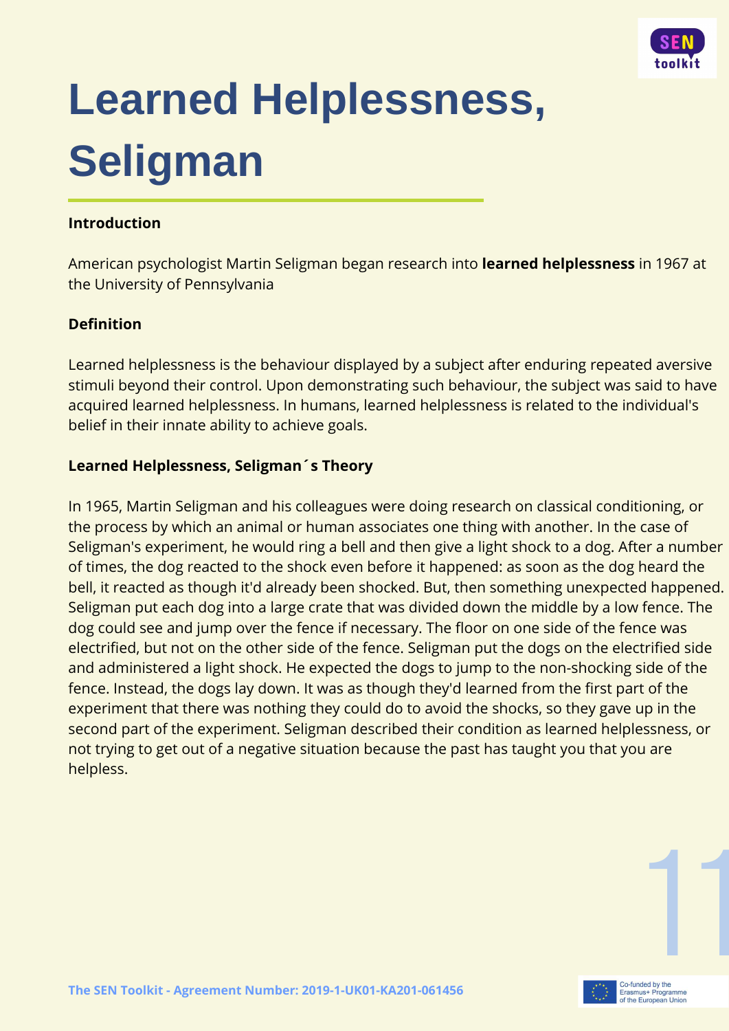# Learned Helplessness, Seligman

**Introduction**

American psychologist Martin Seligman began research into **learned helplessness** in 1967 at the University of Pennsylvania

**Definition**

Learned helplessness is the behaviour displayed by a subject after enduring repeated aversive stimuli beyond their control. Upon demonstrating such behaviour, the subject was said to have acquired learned helplessness. In humans, learned helplessness is related to the individual's belief in their innate ability to achieve goals.

**Learned Helplessness, Seligman´s Theory**

In 1965, Martin Seligman and his colleagues were doing research on classical conditioning, or the process by which an animal or human associates one thing with another. In the case of Seligman's experiment, he would ring a bell and then give a light shock to a dog. After a number of times, the dog reacted to the shock even before it happened: as soon as the dog heard the bell, it reacted as though it'd already been shocked. But, then something unexpected happened. Seligman put each dog into a large crate that was divided down the middle by a low fence. The dog could see and jump over the fence if necessary. The floor on one side of the fence was electrified, but not on the other side of the fence. Seligman put the dogs on the electrified side and administered a light shock. He expected the dogs to jump to the non-shocking side of the fence. Instead, the dogs lay down. It was as though they'd learned from the first part of the experiment that there was nothing they could do to avoid the shocks, so they gave up in the second part of the experiment. Seligman described their condition as learned helplessness, or not trying to get out of a negative situation because the past has taught you that you are helpless.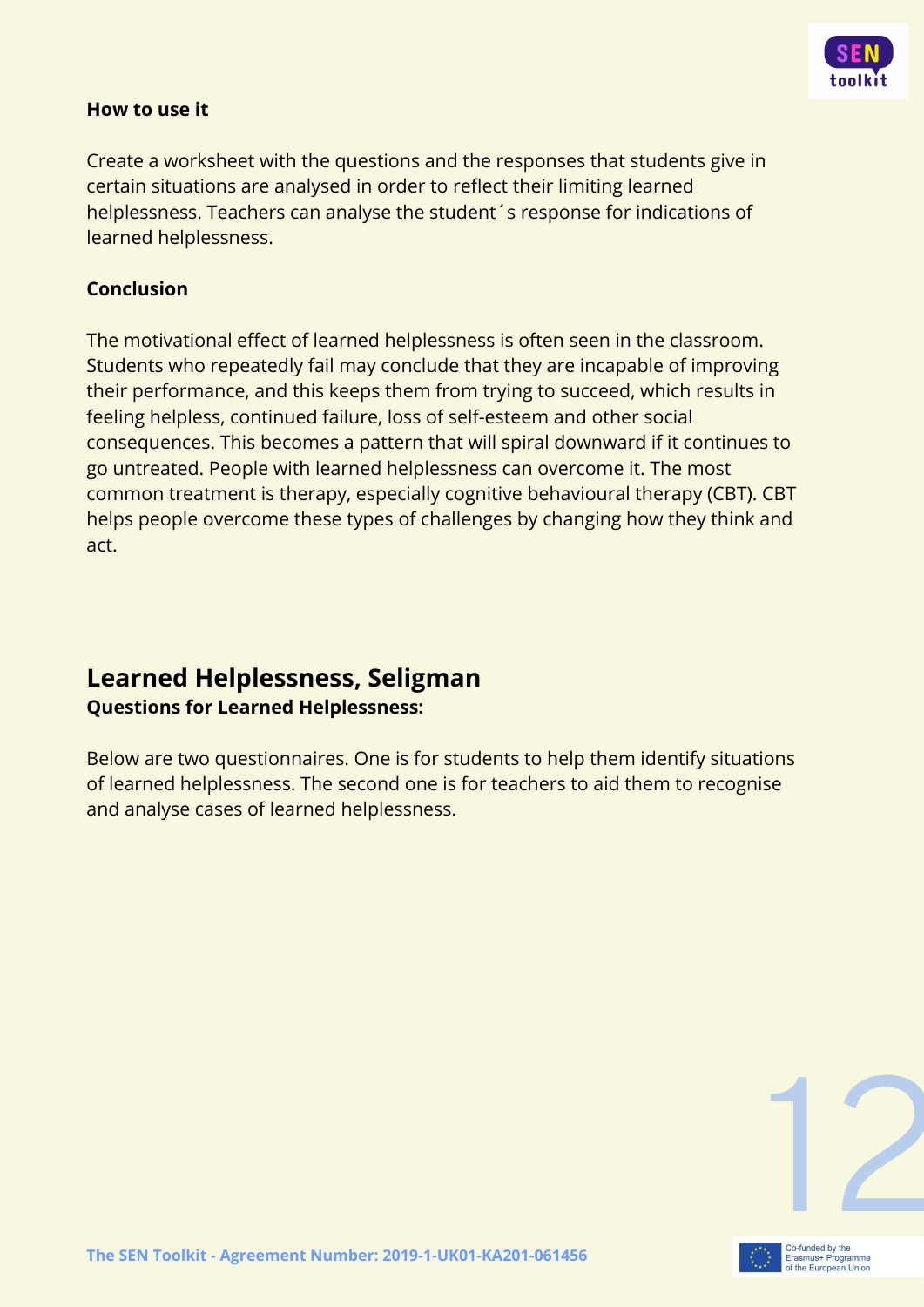**How to use it**

Create a worksheet with the questions and the responses that students give in certain situations are analysed in order to reflect their limiting learned helplessness. Teachers can analyse the student´s response for indications of learned helplessness.

**Conclusion**

The motivational effect of learned helplessness is often seen in the classroom. Students who repeatedly fail may conclude that they are incapable of improving their performance, and this keeps them from trying to succeed, which results in feeling helpless, continued failure, loss of self-esteem and other social consequences. This becomes a pattern that will spiral downward if it continues to go untreated. People with learned helplessness can overcome it. The most common treatment is therapy, especially cognitive behavioural therapy (CBT). CBT helps people overcome these types of challenges by changing how they think and act.

## Learned Helplessness, Seligman

**Questions for Learned Helplessness:**

Below are two questionnaires. One is for students to help them identify situations of learned helplessness. The second one is for teachers to aid them to recognise and analyse cases of learned helplessness.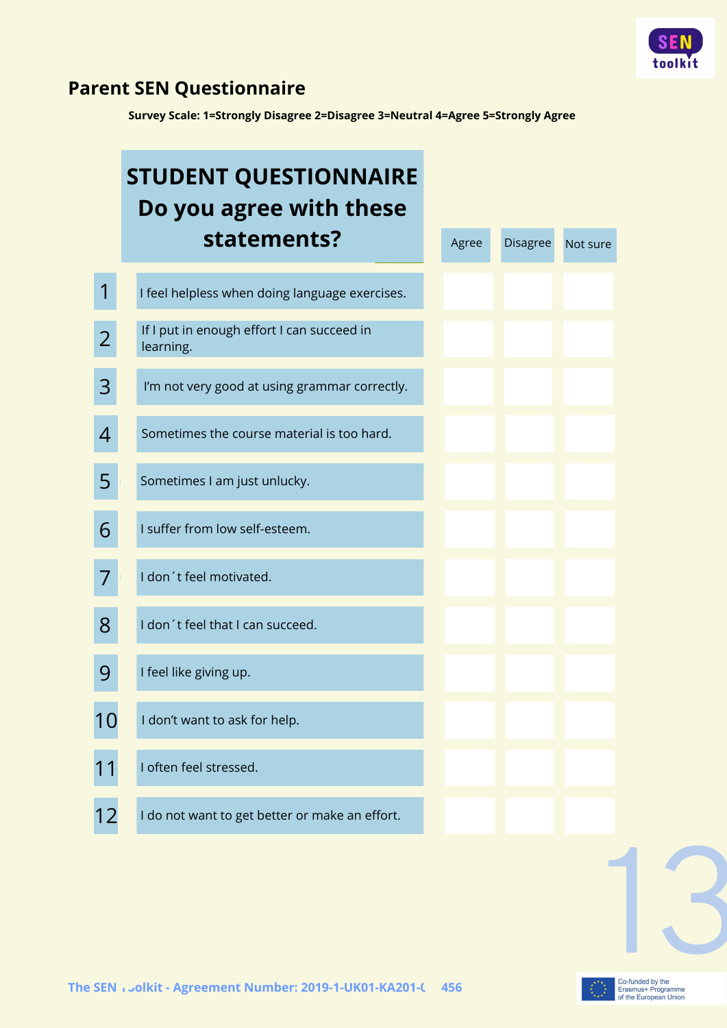## Parent SEN Questionnaire

**Survey Scale: 1=Strongly Disagree 2=Disagree 3=Neutral 4=Agree 5=Strongly Agree**

| | STUDENT QUESTIONNAIRE Do you agree with these statements? | Agree | Disagree | Not sure |
|---|---|---|---|---|
| 1 | I feel helpless when doing language exercises. | | | |
| 2 | If I put in enough effort I can succeed in learning. | | | |
| 3 | I'm not very good at using grammar correctly. | | | |
| 4 | Sometimes the course material is too hard. | | | |
| 5 | Sometimes I am just unlucky. | | | |
| 6 | I suffer from low self-esteem. | | | |
| 7 | I don´t feel motivated. | | | |
| 8 | I don´t feel that I can succeed. | | | |
| 9 | I feel like giving up. | | | |
| 10 | I don't want to ask for help. | | | |
| 11 | I often feel stressed. | | | |
| 12 | I do not want to get better or make an effort. | | | |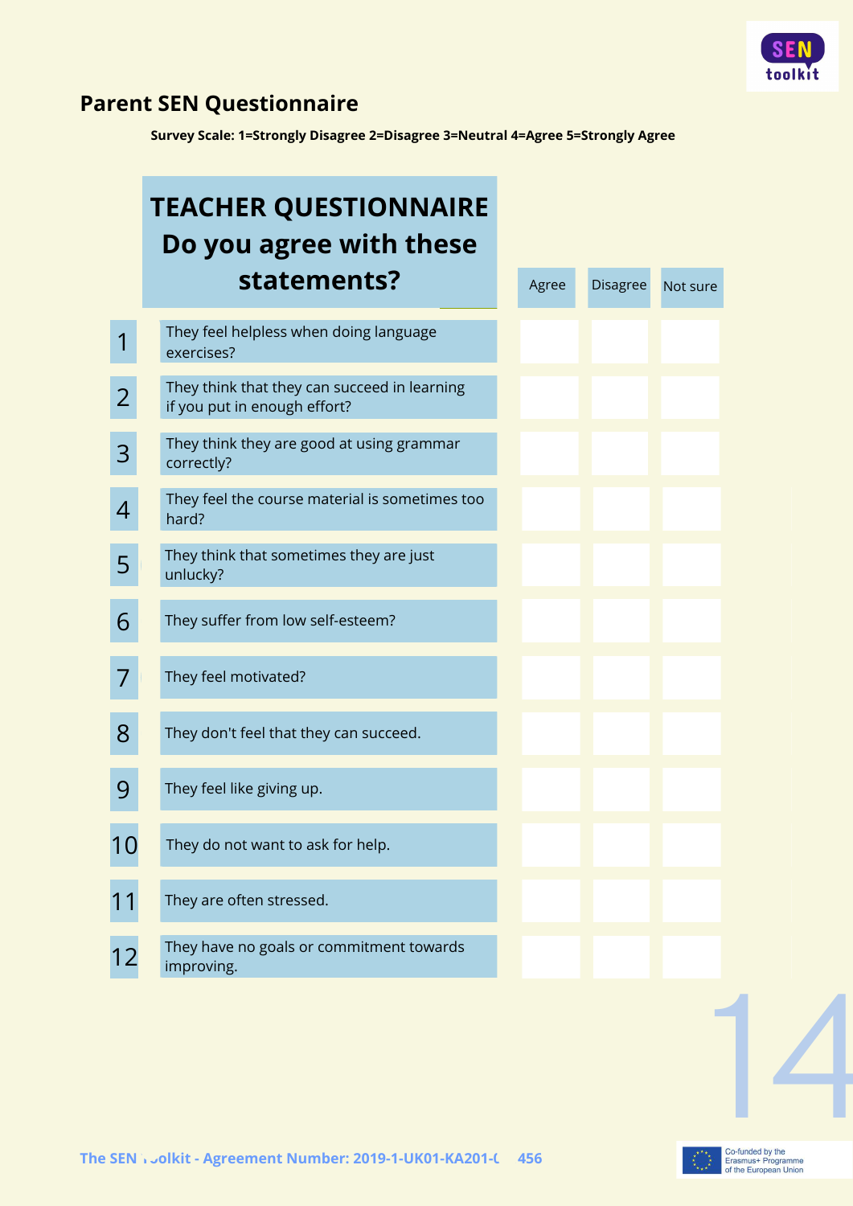## Parent SEN Questionnaire

**Survey Scale: 1=Strongly Disagree 2=Disagree 3=Neutral 4=Agree 5=Strongly Agree**

| | TEACHER QUESTIONNAIRE Do you agree with these statements? | Agree | Disagree | Not sure |
|---|---|---|---|---|
| 1 | They feel helpless when doing language exercises? | | | |
| 2 | They think that they can succeed in learning if you put in enough effort? | | | |
| 3 | They think they are good at using grammar correctly? | | | |
| 4 | They feel the course material is sometimes too hard? | | | |
| 5 | They think that sometimes they are just unlucky? | | | |
| 6 | They suffer from low self-esteem? | | | |
| 7 | They feel motivated? | | | |
| 8 | They don't feel that they can succeed. | | | |
| 9 | They feel like giving up. | | | |
| 10 | They do not want to ask for help. | | | |
| 11 | They are often stressed. | | | |
| 12 | They have no goals or commitment towards improving. | | | |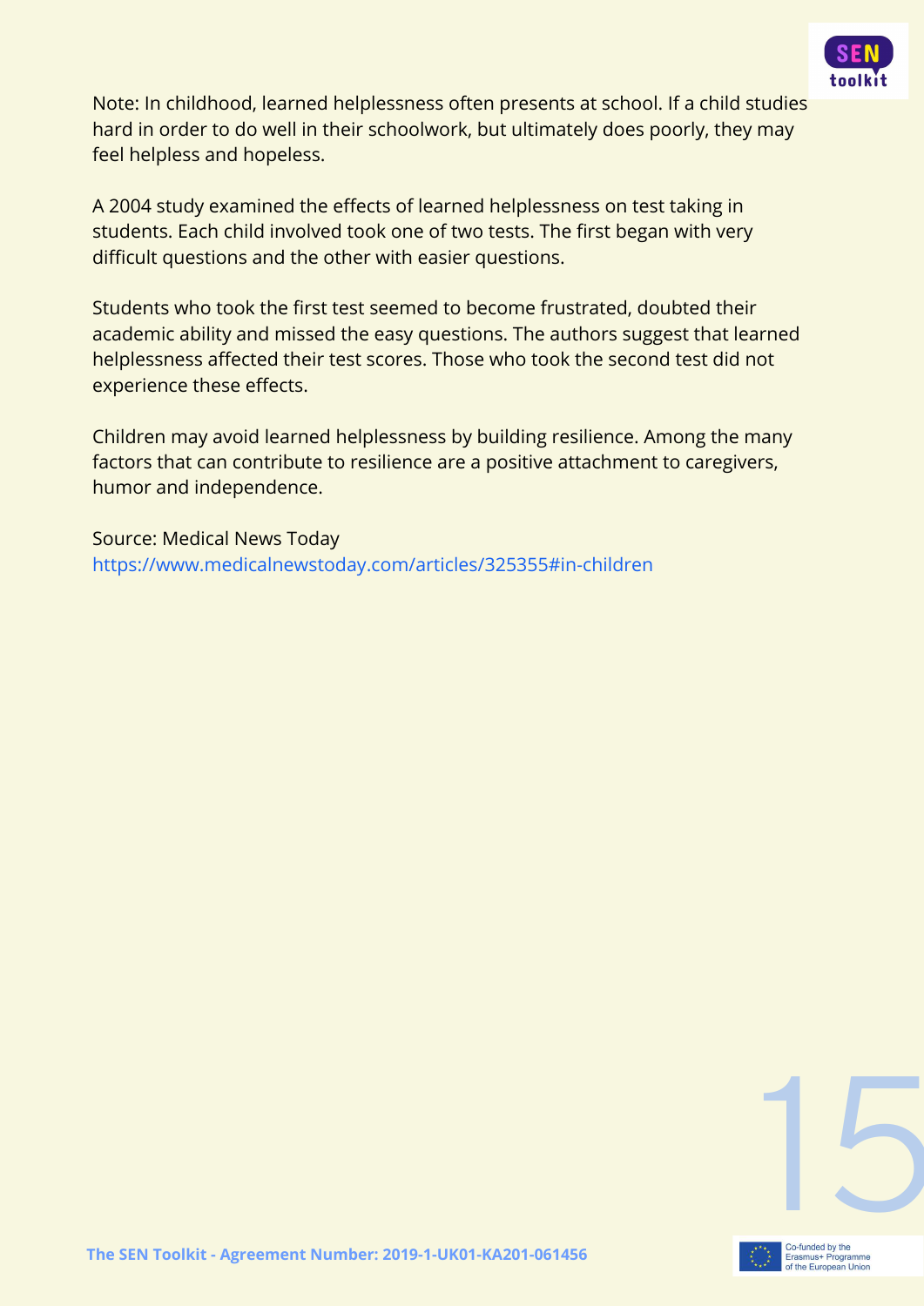Note: In childhood, learned helplessness often presents at school. If a child studies hard in order to do well in their schoolwork, but ultimately does poorly, they may feel helpless and hopeless.

A 2004 study examined the effects of learned helplessness on test taking in students. Each child involved took one of two tests. The first began with very difficult questions and the other with easier questions.

Students who took the first test seemed to become frustrated, doubted their academic ability and missed the easy questions. The authors suggest that learned helplessness affected their test scores. Those who took the second test did not experience these effects.

Children may avoid learned helplessness by building resilience. Among the many factors that can contribute to resilience are a positive attachment to caregivers, humor and independence.

Source: Medical News Today
https://www.medicalnewstoday.com/articles/325355#in-children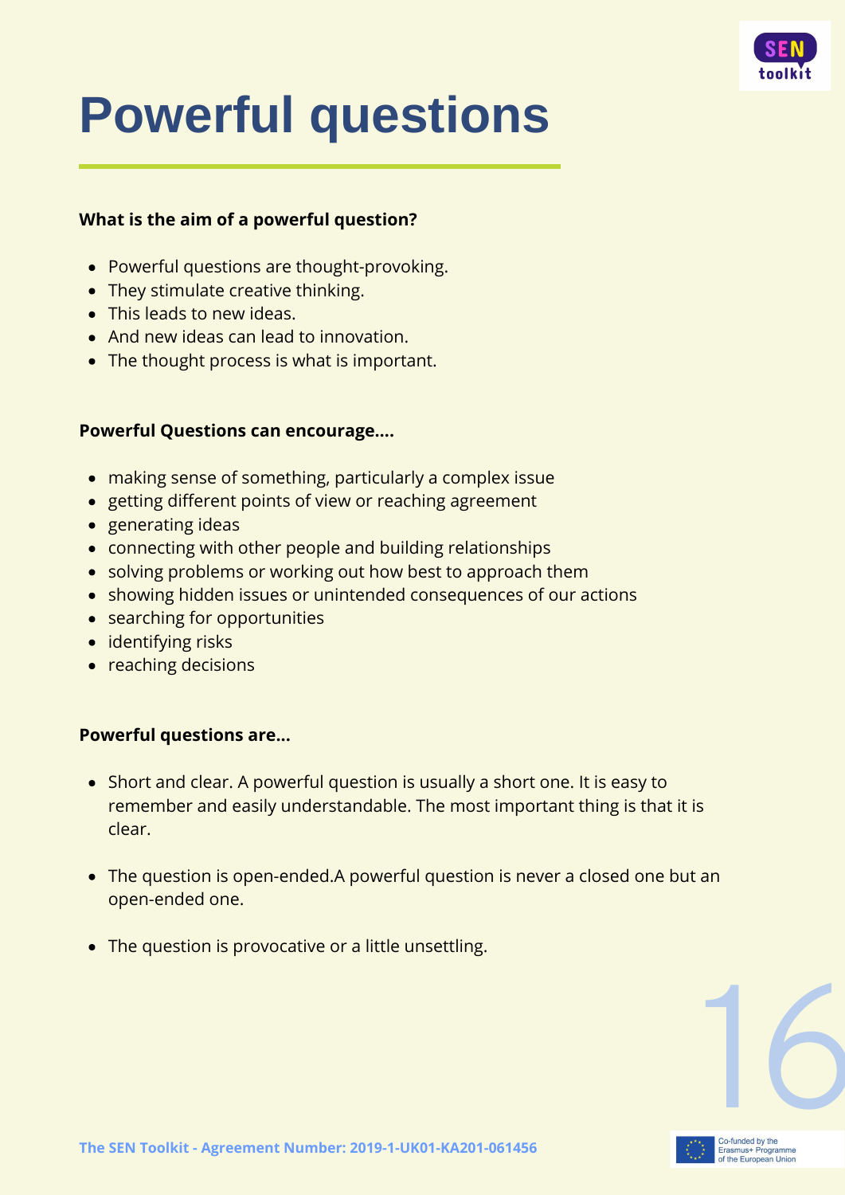# Powerful questions

**What is the aim of a powerful question?**

- Powerful questions are thought-provoking.
- They stimulate creative thinking.
- This leads to new ideas.
- And new ideas can lead to innovation.
- The thought process is what is important.

**Powerful Questions can encourage....**

- making sense of something, particularly a complex issue
- getting different points of view or reaching agreement
- generating ideas
- connecting with other people and building relationships
- solving problems or working out how best to approach them
- showing hidden issues or unintended consequences of our actions
- searching for opportunities
- identifying risks
- reaching decisions

**Powerful questions are...**

- Short and clear. A powerful question is usually a short one. It is easy to remember and easily understandable. The most important thing is that it is clear.

- The question is open-ended.A powerful question is never a closed one but an open-ended one.

- The question is provocative or a little unsettling.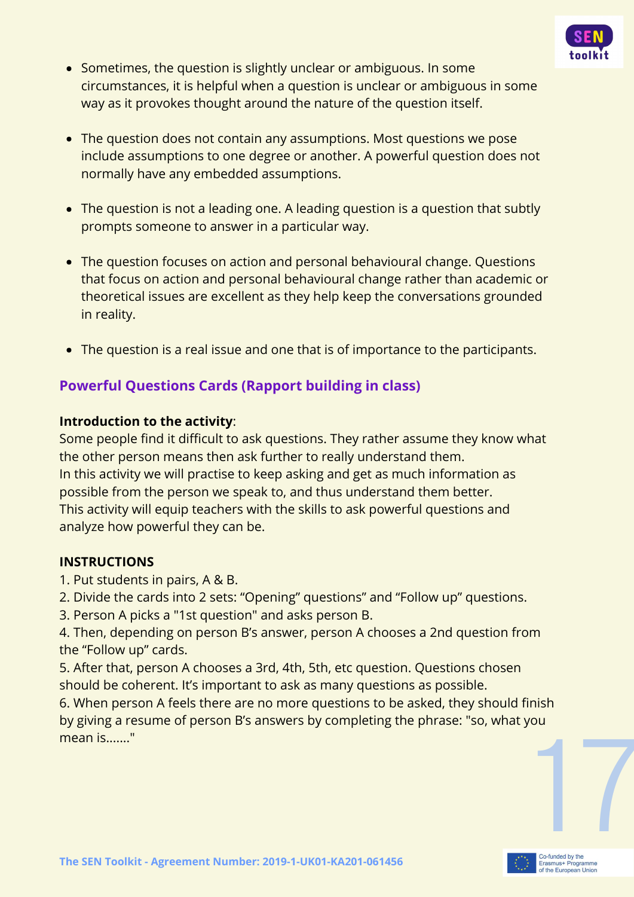- Sometimes, the question is slightly unclear or ambiguous. In some circumstances, it is helpful when a question is unclear or ambiguous in some way as it provokes thought around the nature of the question itself.

- The question does not contain any assumptions. Most questions we pose include assumptions to one degree or another. A powerful question does not normally have any embedded assumptions.

- The question is not a leading one. A leading question is a question that subtly prompts someone to answer in a particular way.

- The question focuses on action and personal behavioural change. Questions that focus on action and personal behavioural change rather than academic or theoretical issues are excellent as they help keep the conversations grounded in reality.

- The question is a real issue and one that is of importance to the participants.

## Powerful Questions Cards (Rapport building in class)

**Introduction to the activity**:
Some people find it difficult to ask questions. They rather assume they know what the other person means then ask further to really understand them.
In this activity we will practise to keep asking and get as much information as possible from the person we speak to, and thus understand them better.
This activity will equip teachers with the skills to ask powerful questions and analyze how powerful they can be.

**INSTRUCTIONS**

1. Put students in pairs, A & B.
2. Divide the cards into 2 sets: "Opening" questions" and "Follow up" questions.
3. Person A picks a "1st question" and asks person B.
4. Then, depending on person B's answer, person A chooses a 2nd question from the "Follow up" cards.
5. After that, person A chooses a 3rd, 4th, 5th, etc question. Questions chosen should be coherent. It's important to ask as many questions as possible.
6. When person A feels there are no more questions to be asked, they should finish by giving a resume of person B's answers by completing the phrase: "so, what you mean is......."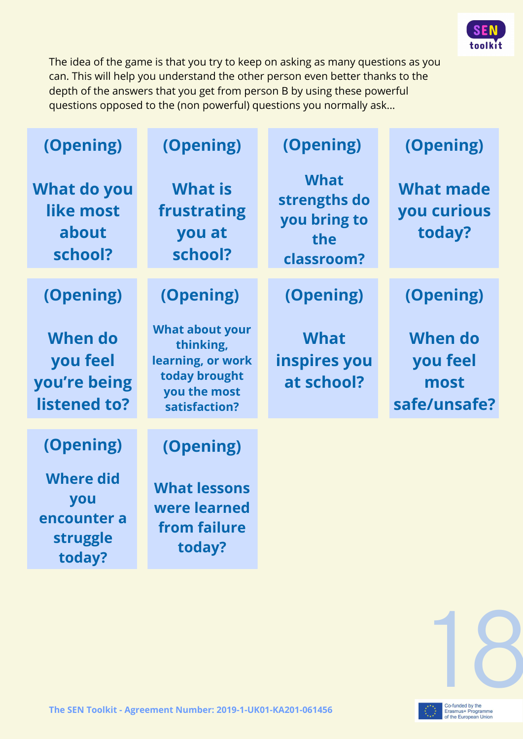The idea of the game is that you try to keep on asking as many questions as you can. This will help you understand the other person even better thanks to the depth of the answers that you get from person B by using these powerful questions opposed to the (non powerful) questions you normally ask...

| | | | |
|---|---|---|---|
| **(Opening)** **What do you like most about school?** | **(Opening)** **What is frustrating you at school?** | **(Opening)** **What strengths do you bring to the classroom?** | **(Opening)** **What made you curious today?** |
| **(Opening)** **When do you feel you're being listened to?** | **(Opening)** **What about your thinking, learning, or work today brought you the most satisfaction?** | **(Opening)** **What inspires you at school?** | **(Opening)** **When do you feel most safe/unsafe?** |
| **(Opening)** **Where did you encounter a struggle today?** | **(Opening)** **What lessons were learned from failure today?** | | |

The SEN Toolkit - Agreement Number: 2019-1-UK01-KA201-061456

Co-funded by the Erasmus+ Programme of the European Union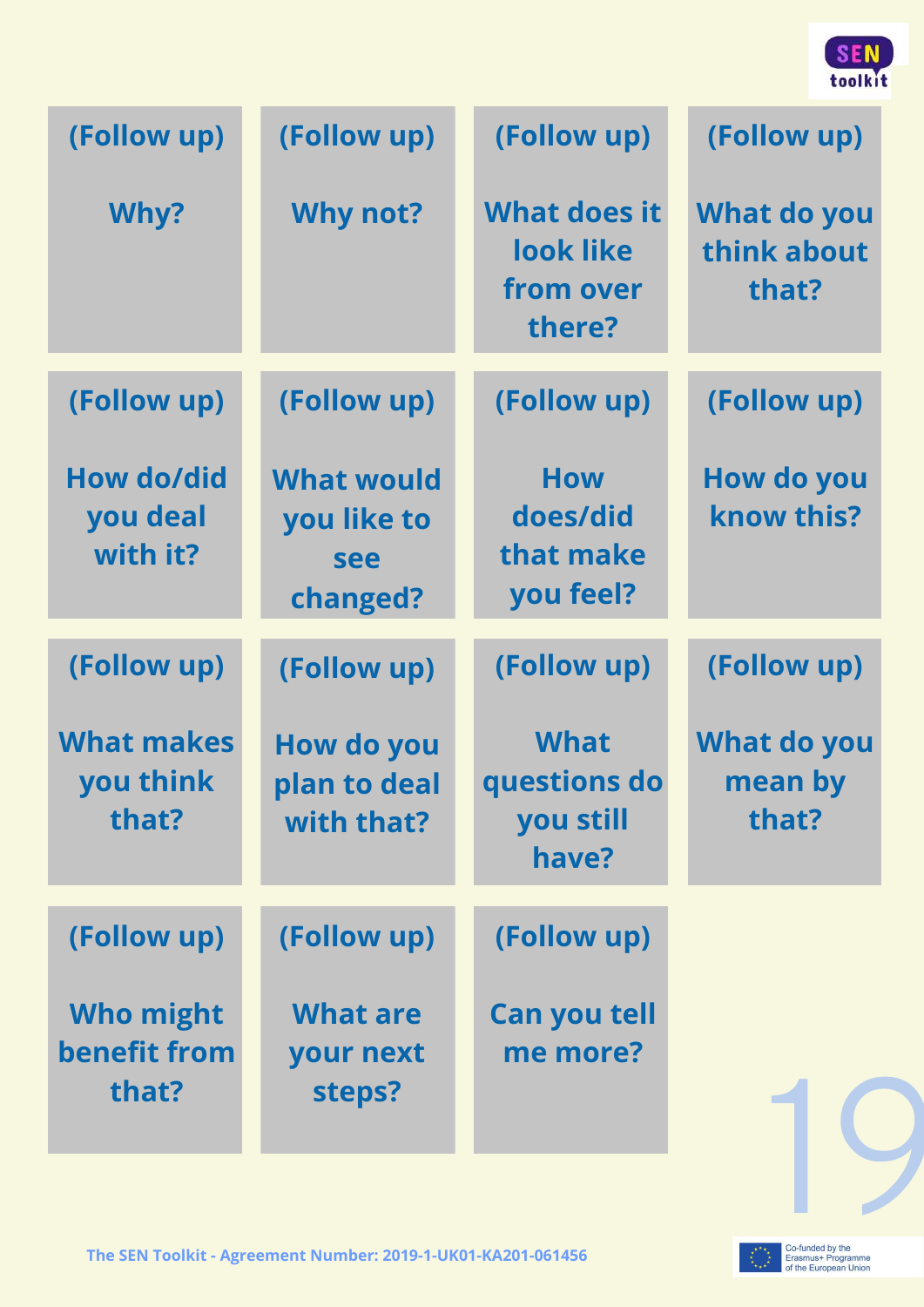| | | | |
|---|---|---|---|
| (Follow up) Why? | (Follow up) Why not? | (Follow up) What does it look like from over there? | (Follow up) What do you think about that? |
| (Follow up) How do/did you deal with it? | (Follow up) What would you like to see changed? | (Follow up) How does/did that make you feel? | (Follow up) How do you know this? |
| (Follow up) What makes you think that? | (Follow up) How do you plan to deal with that? | (Follow up) What questions do you still have? | (Follow up) What do you mean by that? |
| (Follow up) Who might benefit from that? | (Follow up) What are your next steps? | (Follow up) Can you tell me more? | |

The SEN Toolkit - Agreement Number: 2019-1-UK01-KA201-061456

Co-funded by the Erasmus+ Programme of the European Union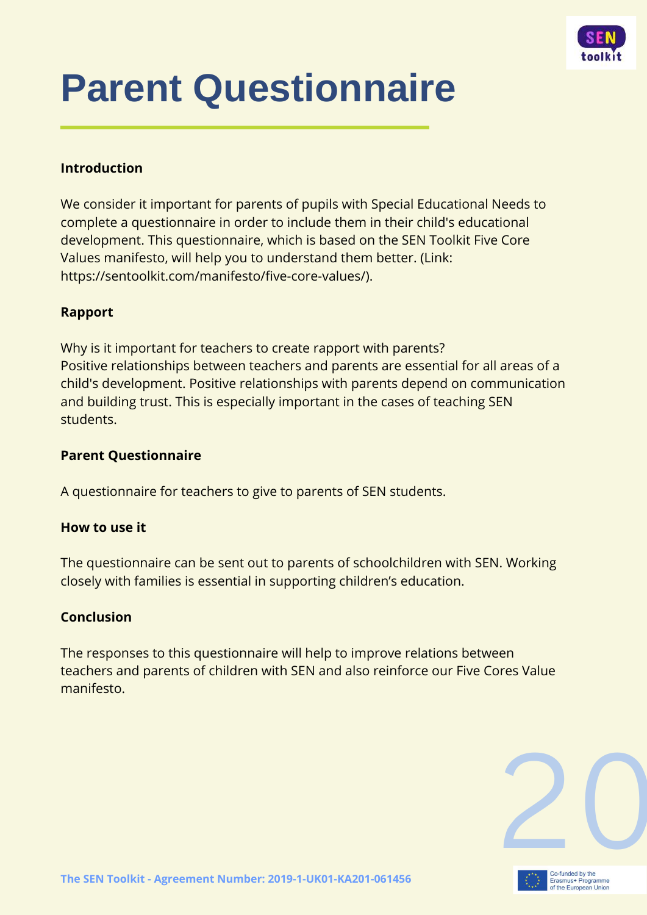# Parent Questionnaire

**Introduction**

We consider it important for parents of pupils with Special Educational Needs to complete a questionnaire in order to include them in their child's educational development. This questionnaire, which is based on the SEN Toolkit Five Core Values manifesto, will help you to understand them better. (Link: https://sentoolkit.com/manifesto/five-core-values/).

**Rapport**

Why is it important for teachers to create rapport with parents?
Positive relationships between teachers and parents are essential for all areas of a child's development. Positive relationships with parents depend on communication and building trust. This is especially important in the cases of teaching SEN students.

**Parent Questionnaire**

A questionnaire for teachers to give to parents of SEN students.

**How to use it**

The questionnaire can be sent out to parents of schoolchildren with SEN. Working closely with families is essential in supporting children's education.

**Conclusion**

The responses to this questionnaire will help to improve relations between teachers and parents of children with SEN and also reinforce our Five Cores Value manifesto.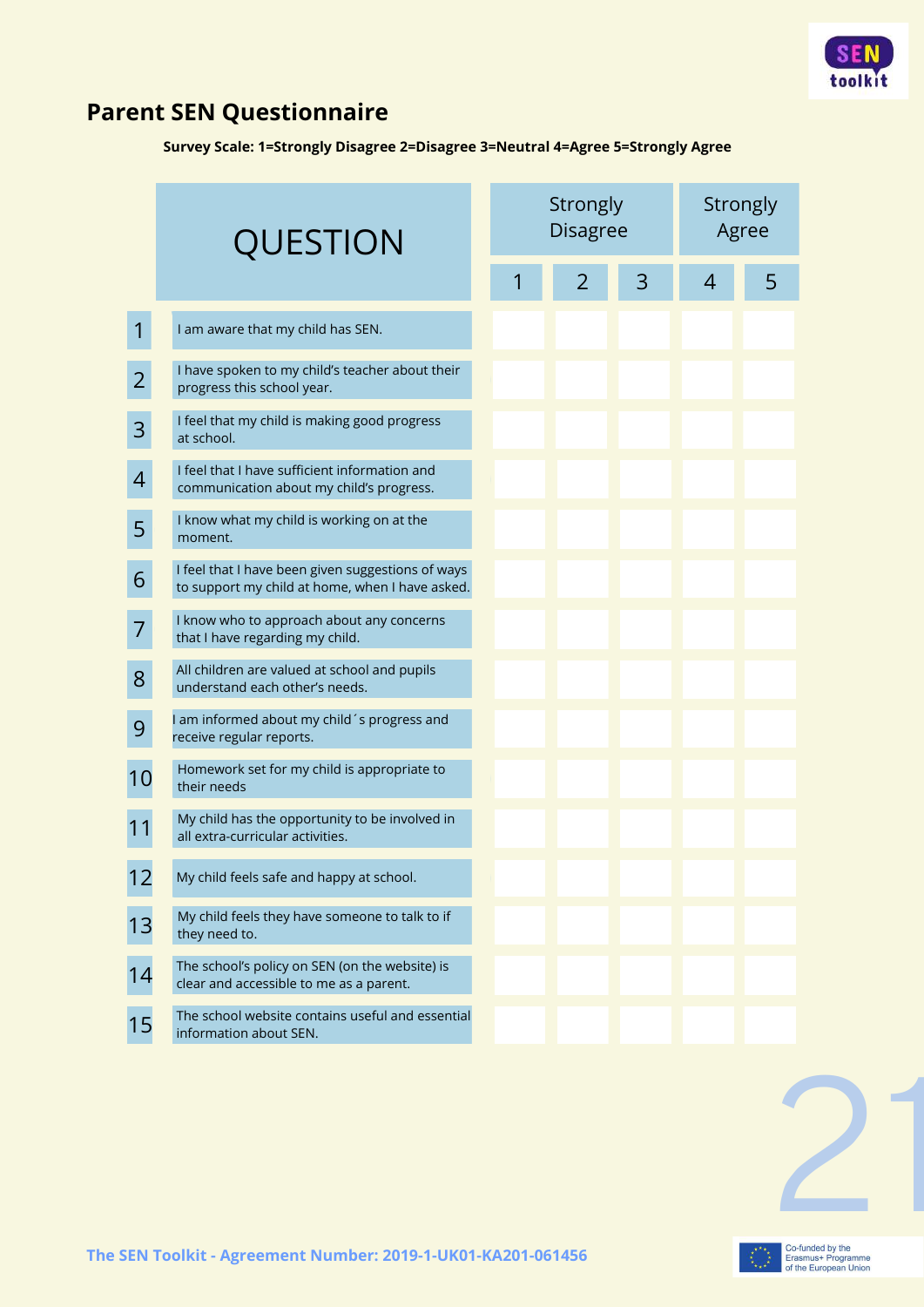## Parent SEN Questionnaire

**Survey Scale: 1=Strongly Disagree 2=Disagree 3=Neutral 4=Agree 5=Strongly Agree**

| | QUESTION | Strongly Disagree | | | Strongly Agree | |
|---|---|---|---|---|---|---|
| | | 1 | 2 | 3 | 4 | 5 |
| 1 | I am aware that my child has SEN. | | | | | |
| 2 | I have spoken to my child's teacher about their progress this school year. | | | | | |
| 3 | I feel that my child is making good progress at school. | | | | | |
| 4 | I feel that I have sufficient information and communication about my child's progress. | | | | | |
| 5 | I know what my child is working on at the moment. | | | | | |
| 6 | I feel that I have been given suggestions of ways to support my child at home, when I have asked. | | | | | |
| 7 | I know who to approach about any concerns that I have regarding my child. | | | | | |
| 8 | All children are valued at school and pupils understand each other's needs. | | | | | |
| 9 | I am informed about my child´s progress and receive regular reports. | | | | | |
| 10 | Homework set for my child is appropriate to their needs | | | | | |
| 11 | My child has the opportunity to be involved in all extra-curricular activities. | | | | | |
| 12 | My child feels safe and happy at school. | | | | | |
| 13 | My child feels they have someone to talk to if they need to. | | | | | |
| 14 | The school's policy on SEN (on the website) is clear and accessible to me as a parent. | | | | | |
| 15 | The school website contains useful and essential information about SEN. | | | | | |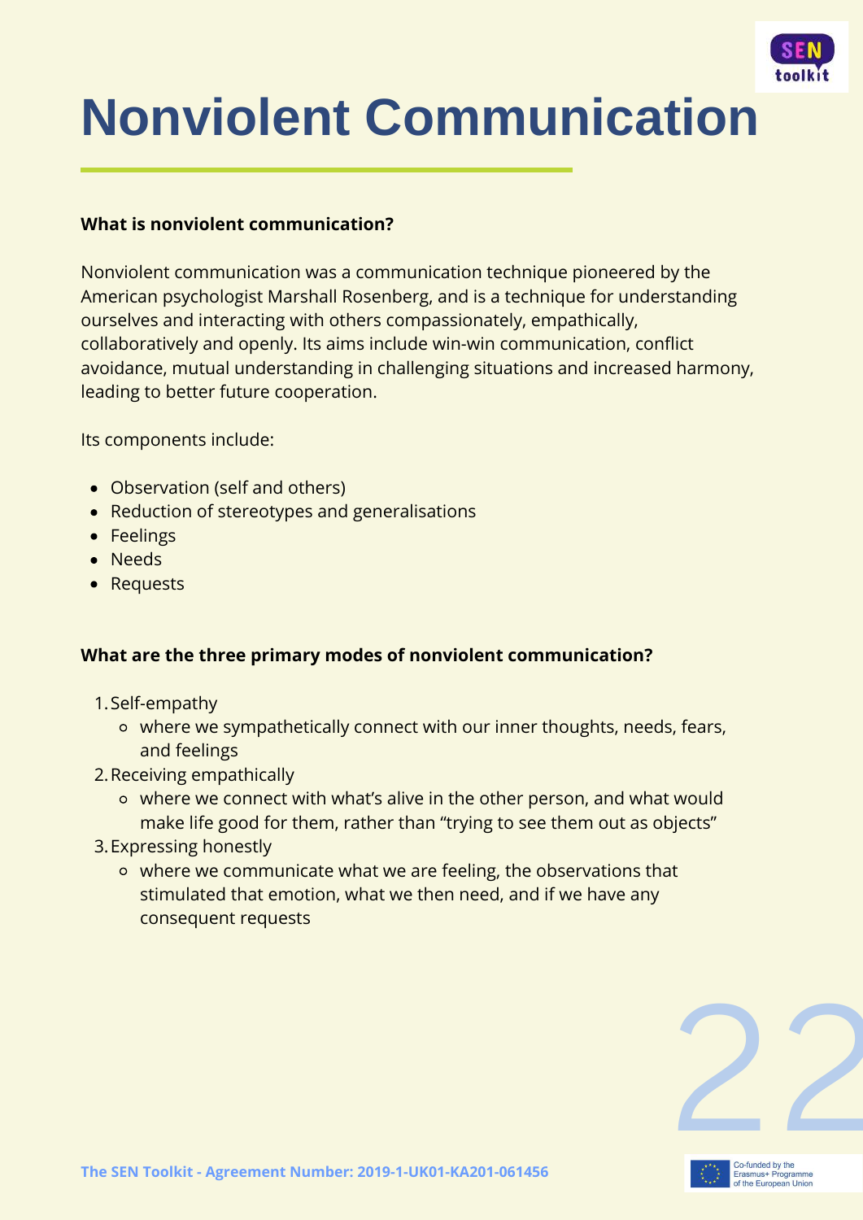# Nonviolent Communication

**What is nonviolent communication?**

Nonviolent communication was a communication technique pioneered by the American psychologist Marshall Rosenberg, and is a technique for understanding ourselves and interacting with others compassionately, empathically, collaboratively and openly. Its aims include win-win communication, conflict avoidance, mutual understanding in challenging situations and increased harmony, leading to better future cooperation.

Its components include:

- Observation (self and others)
- Reduction of stereotypes and generalisations
- Feelings
- Needs
- Requests

**What are the three primary modes of nonviolent communication?**

1. Self-empathy
   - where we sympathetically connect with our inner thoughts, needs, fears, and feelings
2. Receiving empathically
   - where we connect with what's alive in the other person, and what would make life good for them, rather than "trying to see them out as objects"
3. Expressing honestly
   - where we communicate what we are feeling, the observations that stimulated that emotion, what we then need, and if we have any consequent requests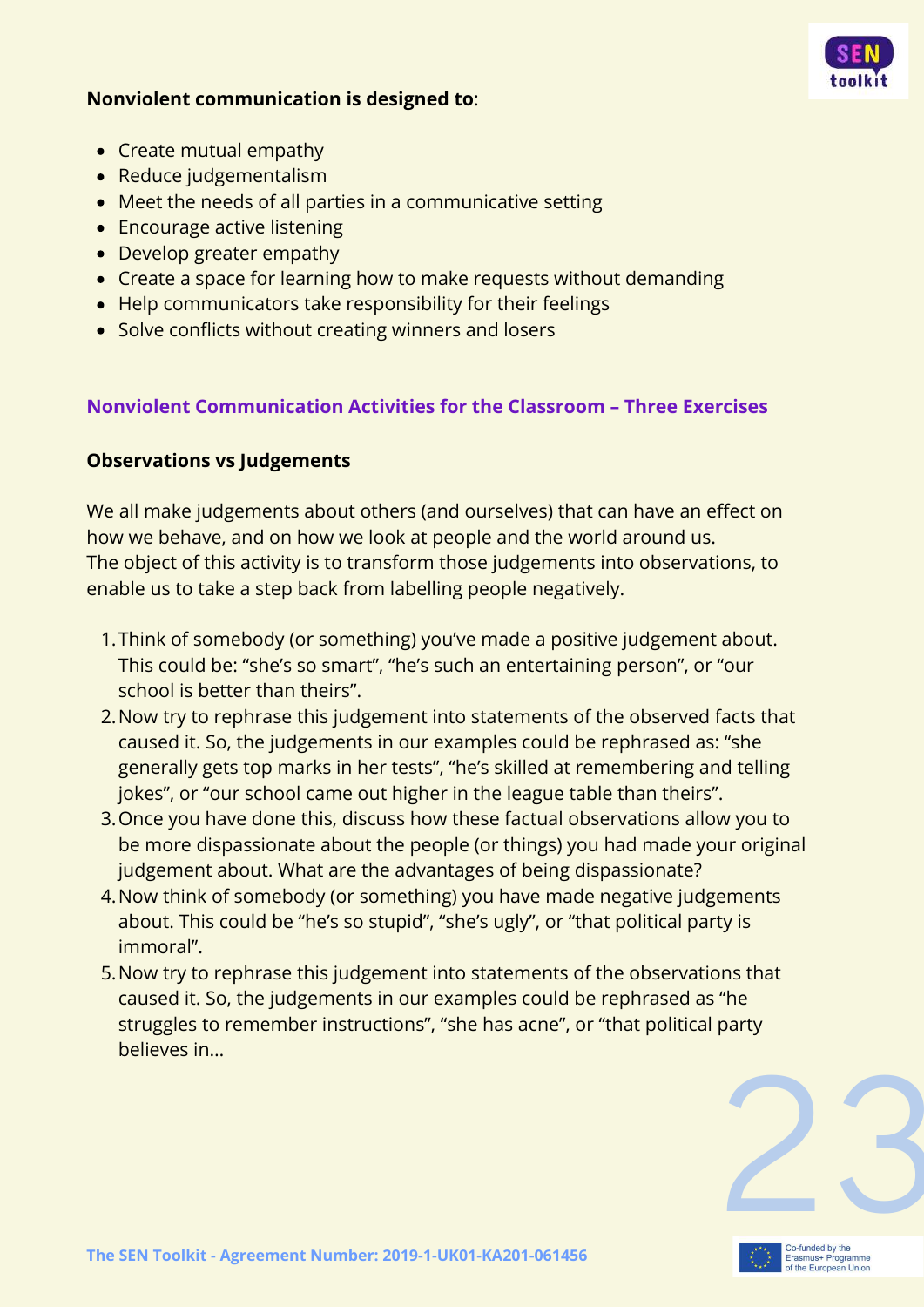**Nonviolent communication is designed to**:

- Create mutual empathy
- Reduce judgementalism
- Meet the needs of all parties in a communicative setting
- Encourage active listening
- Develop greater empathy
- Create a space for learning how to make requests without demanding
- Help communicators take responsibility for their feelings
- Solve conflicts without creating winners and losers

## Nonviolent Communication Activities for the Classroom – Three Exercises

### Observations vs Judgements

We all make judgements about others (and ourselves) that can have an effect on how we behave, and on how we look at people and the world around us. The object of this activity is to transform those judgements into observations, to enable us to take a step back from labelling people negatively.

1. Think of somebody (or something) you've made a positive judgement about. This could be: "she's so smart", "he's such an entertaining person", or "our school is better than theirs".
2. Now try to rephrase this judgement into statements of the observed facts that caused it. So, the judgements in our examples could be rephrased as: "she generally gets top marks in her tests", "he's skilled at remembering and telling jokes", or "our school came out higher in the league table than theirs".
3. Once you have done this, discuss how these factual observations allow you to be more dispassionate about the people (or things) you had made your original judgement about. What are the advantages of being dispassionate?
4. Now think of somebody (or something) you have made negative judgements about. This could be "he's so stupid", "she's ugly", or "that political party is immoral".
5. Now try to rephrase this judgement into statements of the observations that caused it. So, the judgements in our examples could be rephrased as "he struggles to remember instructions", "she has acne", or "that political party believes in...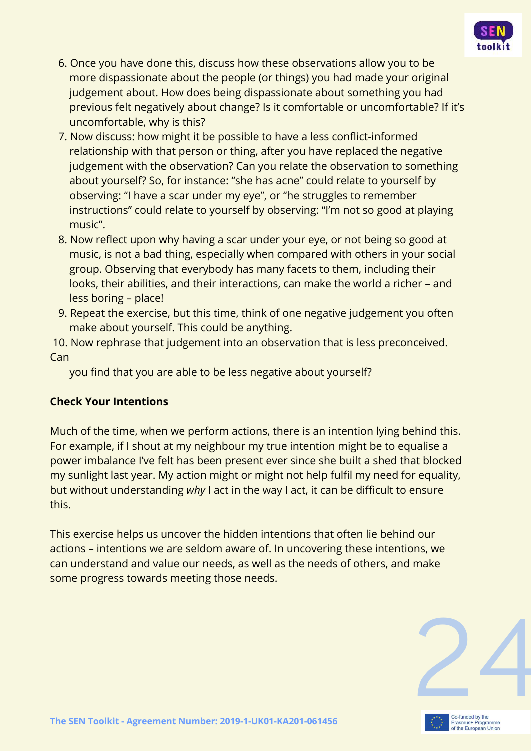6. Once you have done this, discuss how these observations allow you to be more dispassionate about the people (or things) you had made your original judgement about. How does being dispassionate about something you had previous felt negatively about change? Is it comfortable or uncomfortable? If it's uncomfortable, why is this?
7. Now discuss: how might it be possible to have a less conflict-informed relationship with that person or thing, after you have replaced the negative judgement with the observation? Can you relate the observation to something about yourself? So, for instance: "she has acne" could relate to yourself by observing: "I have a scar under my eye", or "he struggles to remember instructions" could relate to yourself by observing: "I'm not so good at playing music".
8. Now reflect upon why having a scar under your eye, or not being so good at music, is not a bad thing, especially when compared with others in your social group. Observing that everybody has many facets to them, including their looks, their abilities, and their interactions, can make the world a richer – and less boring – place!
9. Repeat the exercise, but this time, think of one negative judgement you often make about yourself. This could be anything.
10. Now rephrase that judgement into an observation that is less preconceived. Can you find that you are able to be less negative about yourself?

**Check Your Intentions**

Much of the time, when we perform actions, there is an intention lying behind this. For example, if I shout at my neighbour my true intention might be to equalise a power imbalance I've felt has been present ever since she built a shed that blocked my sunlight last year. My action might or might not help fulfil my need for equality, but without understanding *why* I act in the way I act, it can be difficult to ensure this.

This exercise helps us uncover the hidden intentions that often lie behind our actions – intentions we are seldom aware of. In uncovering these intentions, we can understand and value our needs, as well as the needs of others, and make some progress towards meeting those needs.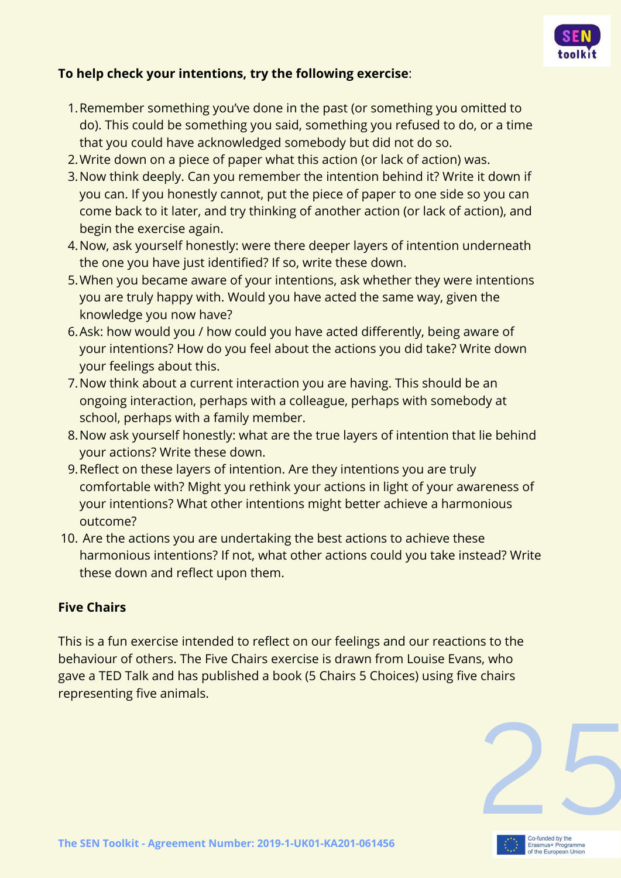**To help check your intentions, try the following exercise**:

1. Remember something you've done in the past (or something you omitted to do). This could be something you said, something you refused to do, or a time that you could have acknowledged somebody but did not do so.
2. Write down on a piece of paper what this action (or lack of action) was.
3. Now think deeply. Can you remember the intention behind it? Write it down if you can. If you honestly cannot, put the piece of paper to one side so you can come back to it later, and try thinking of another action (or lack of action), and begin the exercise again.
4. Now, ask yourself honestly: were there deeper layers of intention underneath the one you have just identified? If so, write these down.
5. When you became aware of your intentions, ask whether they were intentions you are truly happy with. Would you have acted the same way, given the knowledge you now have?
6. Ask: how would you / how could you have acted differently, being aware of your intentions? How do you feel about the actions you did take? Write down your feelings about this.
7. Now think about a current interaction you are having. This should be an ongoing interaction, perhaps with a colleague, perhaps with somebody at school, perhaps with a family member.
8. Now ask yourself honestly: what are the true layers of intention that lie behind your actions? Write these down.
9. Reflect on these layers of intention. Are they intentions you are truly comfortable with? Might you rethink your actions in light of your awareness of your intentions? What other intentions might better achieve a harmonious outcome?
10. Are the actions you are undertaking the best actions to achieve these harmonious intentions? If not, what other actions could you take instead? Write these down and reflect upon them.

**Five Chairs**

This is a fun exercise intended to reflect on our feelings and our reactions to the behaviour of others. The Five Chairs exercise is drawn from Louise Evans, who gave a TED Talk and has published a book (5 Chairs 5 Choices) using five chairs representing five animals.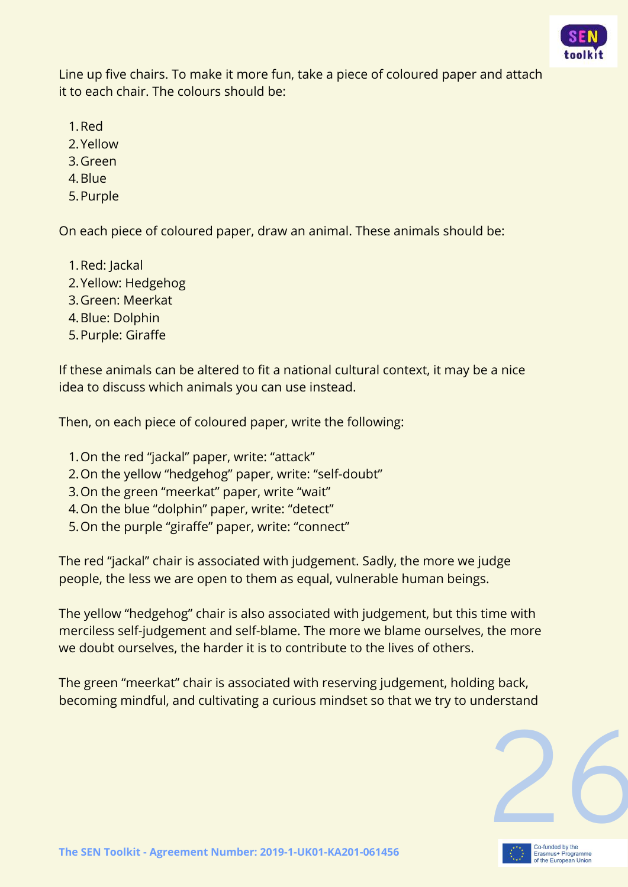Line up five chairs. To make it more fun, take a piece of coloured paper and attach it to each chair. The colours should be:

1. Red
2. Yellow
3. Green
4. Blue
5. Purple

On each piece of coloured paper, draw an animal. These animals should be:

1. Red: Jackal
2. Yellow: Hedgehog
3. Green: Meerkat
4. Blue: Dolphin
5. Purple: Giraffe

If these animals can be altered to fit a national cultural context, it may be a nice idea to discuss which animals you can use instead.

Then, on each piece of coloured paper, write the following:

1. On the red “jackal” paper, write: “attack”
2. On the yellow “hedgehog” paper, write: “self-doubt”
3. On the green “meerkat” paper, write “wait”
4. On the blue “dolphin” paper, write: “detect”
5. On the purple “giraffe” paper, write: “connect”

The red “jackal” chair is associated with judgement. Sadly, the more we judge people, the less we are open to them as equal, vulnerable human beings.

The yellow “hedgehog” chair is also associated with judgement, but this time with merciless self-judgement and self-blame. The more we blame ourselves, the more we doubt ourselves, the harder it is to contribute to the lives of others.

The green “meerkat” chair is associated with reserving judgement, holding back, becoming mindful, and cultivating a curious mindset so that we try to understand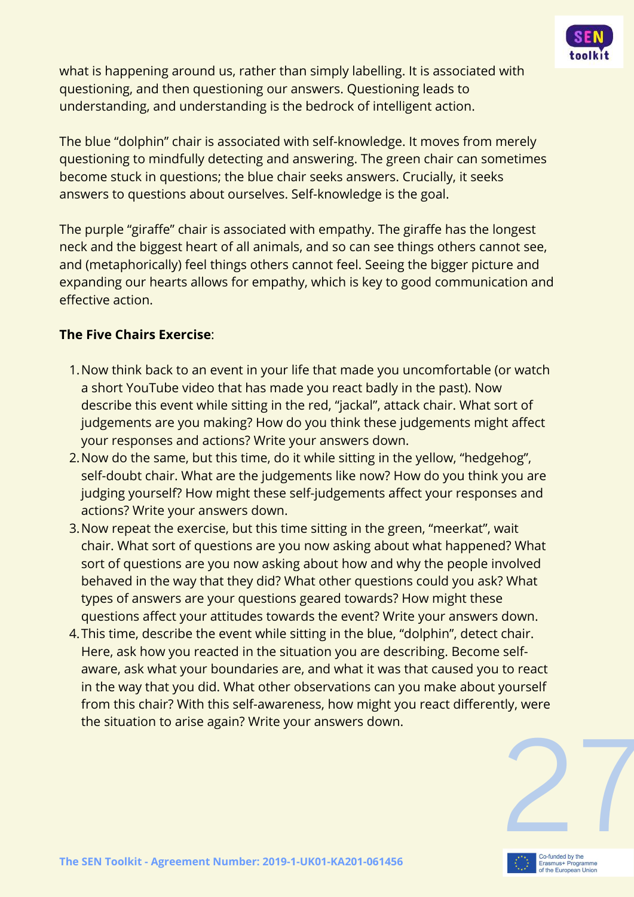what is happening around us, rather than simply labelling. It is associated with questioning, and then questioning our answers. Questioning leads to understanding, and understanding is the bedrock of intelligent action.

The blue “dolphin” chair is associated with self-knowledge. It moves from merely questioning to mindfully detecting and answering. The green chair can sometimes become stuck in questions; the blue chair seeks answers. Crucially, it seeks answers to questions about ourselves. Self-knowledge is the goal.

The purple “giraffe” chair is associated with empathy. The giraffe has the longest neck and the biggest heart of all animals, and so can see things others cannot see, and (metaphorically) feel things others cannot feel. Seeing the bigger picture and expanding our hearts allows for empathy, which is key to good communication and effective action.

**The Five Chairs Exercise**:

1. Now think back to an event in your life that made you uncomfortable (or watch a short YouTube video that has made you react badly in the past). Now describe this event while sitting in the red, “jackal”, attack chair. What sort of judgements are you making? How do you think these judgements might affect your responses and actions? Write your answers down.
2. Now do the same, but this time, do it while sitting in the yellow, “hedgehog”, self-doubt chair. What are the judgements like now? How do you think you are judging yourself? How might these self-judgements affect your responses and actions? Write your answers down.
3. Now repeat the exercise, but this time sitting in the green, “meerkat”, wait chair. What sort of questions are you now asking about what happened? What sort of questions are you now asking about how and why the people involved behaved in the way that they did? What other questions could you ask? What types of answers are your questions geared towards? How might these questions affect your attitudes towards the event? Write your answers down.
4. This time, describe the event while sitting in the blue, “dolphin”, detect chair. Here, ask how you reacted in the situation you are describing. Become self-aware, ask what your boundaries are, and what it was that caused you to react in the way that you did. What other observations can you make about yourself from this chair? With this self-awareness, how might you react differently, were the situation to arise again? Write your answers down.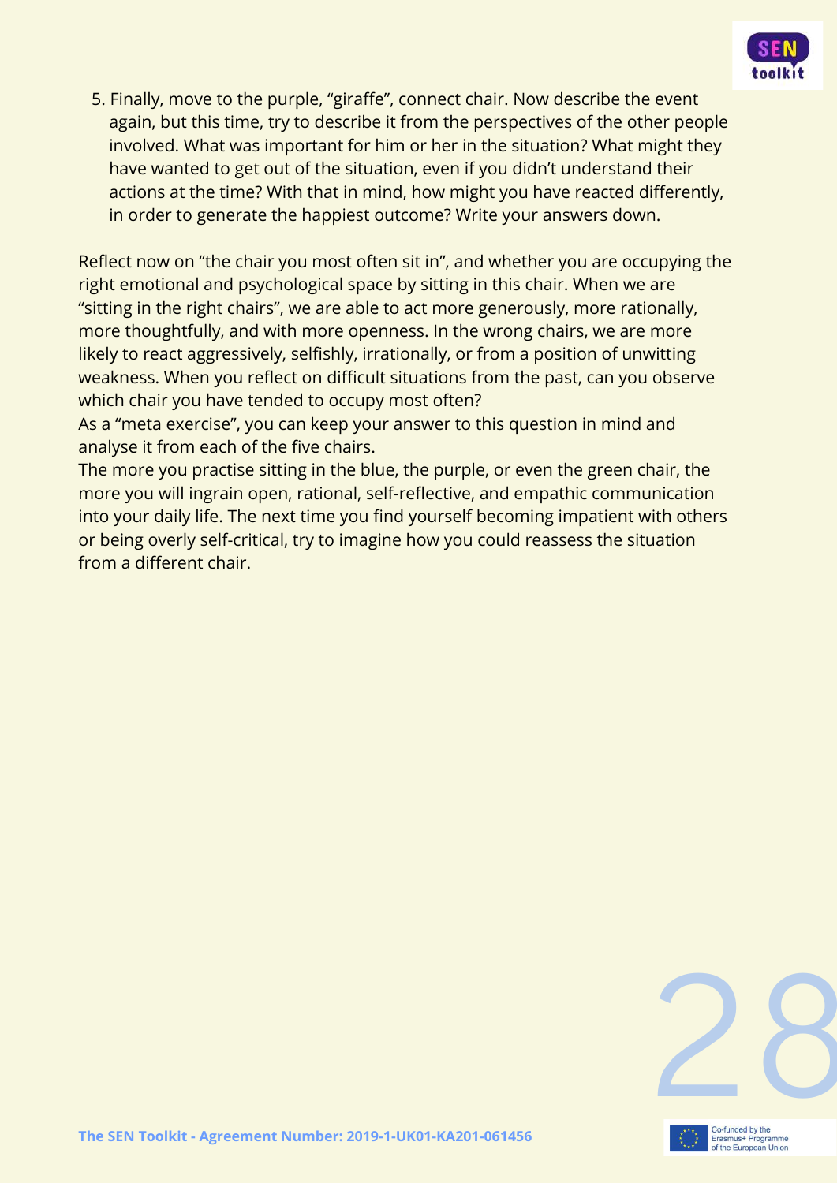5. Finally, move to the purple, “giraffe”, connect chair. Now describe the event again, but this time, try to describe it from the perspectives of the other people involved. What was important for him or her in the situation? What might they have wanted to get out of the situation, even if you didn’t understand their actions at the time? With that in mind, how might you have reacted differently, in order to generate the happiest outcome? Write your answers down.

Reflect now on “the chair you most often sit in”, and whether you are occupying the right emotional and psychological space by sitting in this chair. When we are “sitting in the right chairs”, we are able to act more generously, more rationally, more thoughtfully, and with more openness. In the wrong chairs, we are more likely to react aggressively, selfishly, irrationally, or from a position of unwitting weakness. When you reflect on difficult situations from the past, can you observe which chair you have tended to occupy most often?

As a “meta exercise”, you can keep your answer to this question in mind and analyse it from each of the five chairs.

The more you practise sitting in the blue, the purple, or even the green chair, the more you will ingrain open, rational, self-reflective, and empathic communication into your daily life. The next time you find yourself becoming impatient with others or being overly self-critical, try to imagine how you could reassess the situation from a different chair.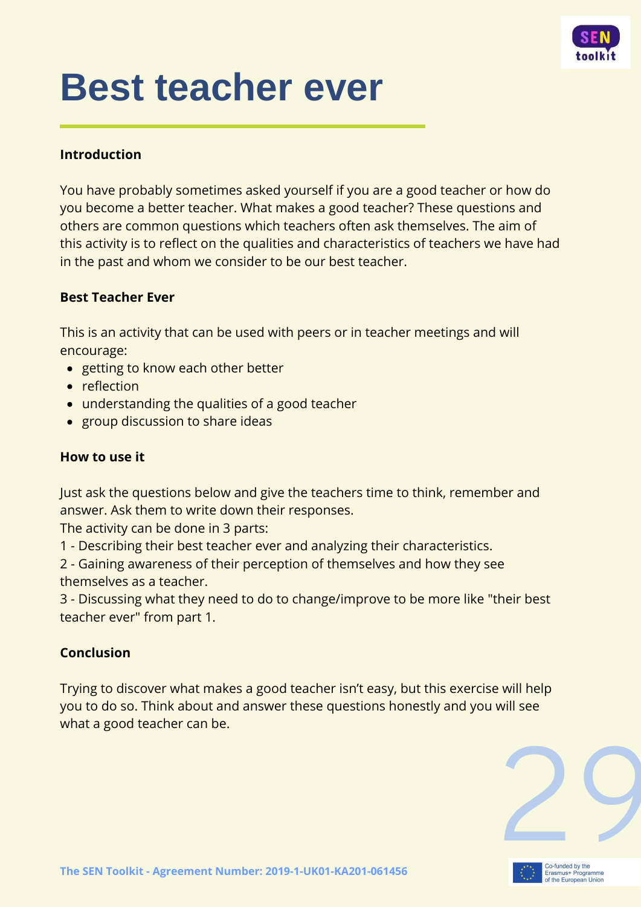# Best teacher ever

**Introduction**

You have probably sometimes asked yourself if you are a good teacher or how do you become a better teacher. What makes a good teacher? These questions and others are common questions which teachers often ask themselves. The aim of this activity is to reflect on the qualities and characteristics of teachers we have had in the past and whom we consider to be our best teacher.

**Best Teacher Ever**

This is an activity that can be used with peers or in teacher meetings and will encourage:

- getting to know each other better
- reflection
- understanding the qualities of a good teacher
- group discussion to share ideas

**How to use it**

Just ask the questions below and give the teachers time to think, remember and answer. Ask them to write down their responses.
The activity can be done in 3 parts:
1 - Describing their best teacher ever and analyzing their characteristics.
2 - Gaining awareness of their perception of themselves and how they see themselves as a teacher.
3 - Discussing what they need to do to change/improve to be more like "their best teacher ever" from part 1.

**Conclusion**

Trying to discover what makes a good teacher isn’t easy, but this exercise will help you to do so. Think about and answer these questions honestly and you will see what a good teacher can be.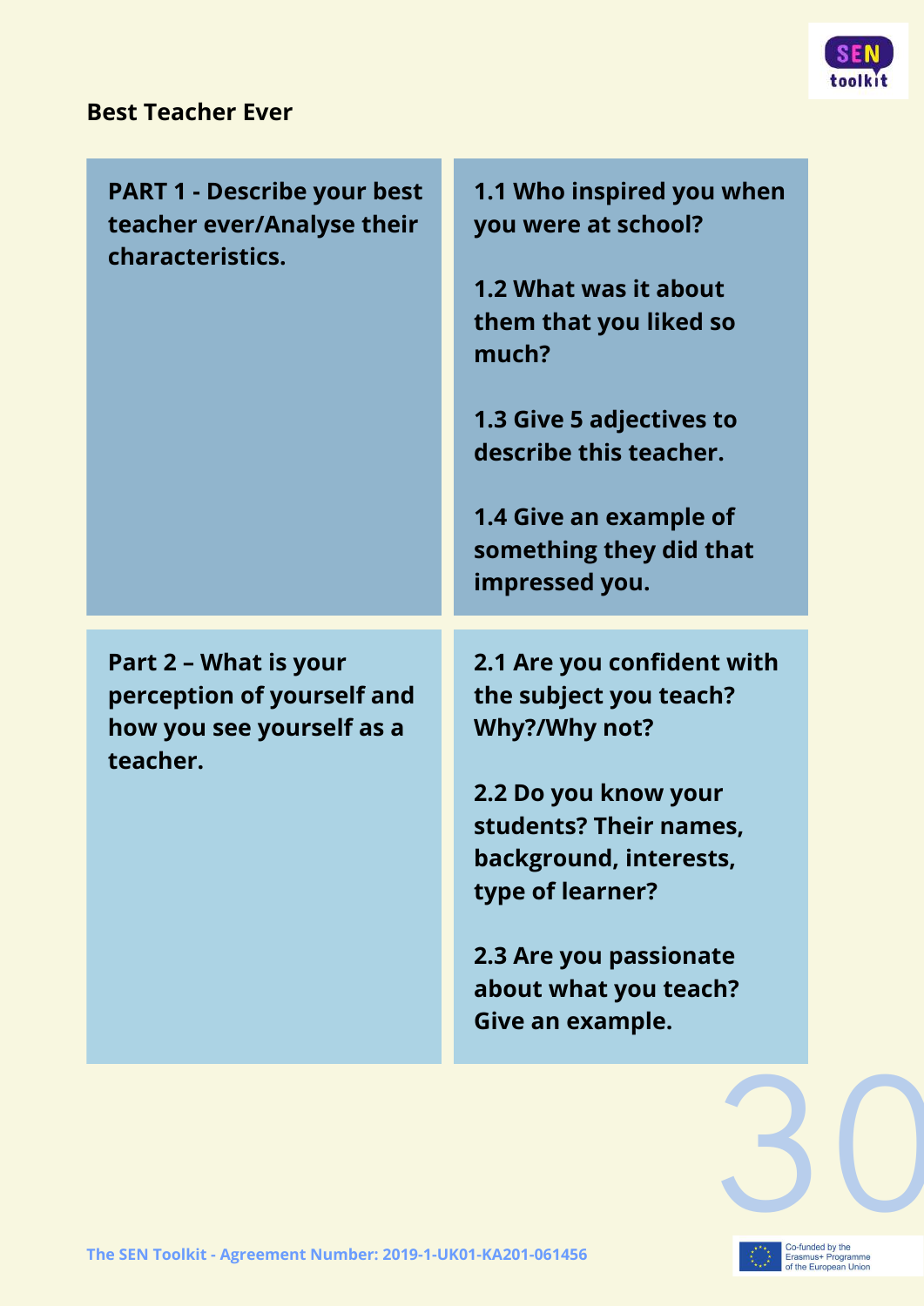## Best Teacher Ever

| **PART 1 - Describe your best teacher ever/Analyse their characteristics.** | **1.1 Who inspired you when you were at school?**<br><br>**1.2 What was it about them that you liked so much?**<br><br>**1.3 Give 5 adjectives to describe this teacher.**<br><br>**1.4 Give an example of something they did that impressed you.** |
|---|---|
| **Part 2 – What is your perception of yourself and how you see yourself as a teacher.** | **2.1 Are you confident with the subject you teach? Why?/Why not?**<br><br>**2.2 Do you know your students? Their names, background, interests, type of learner?**<br><br>**2.3 Are you passionate about what you teach? Give an example.** |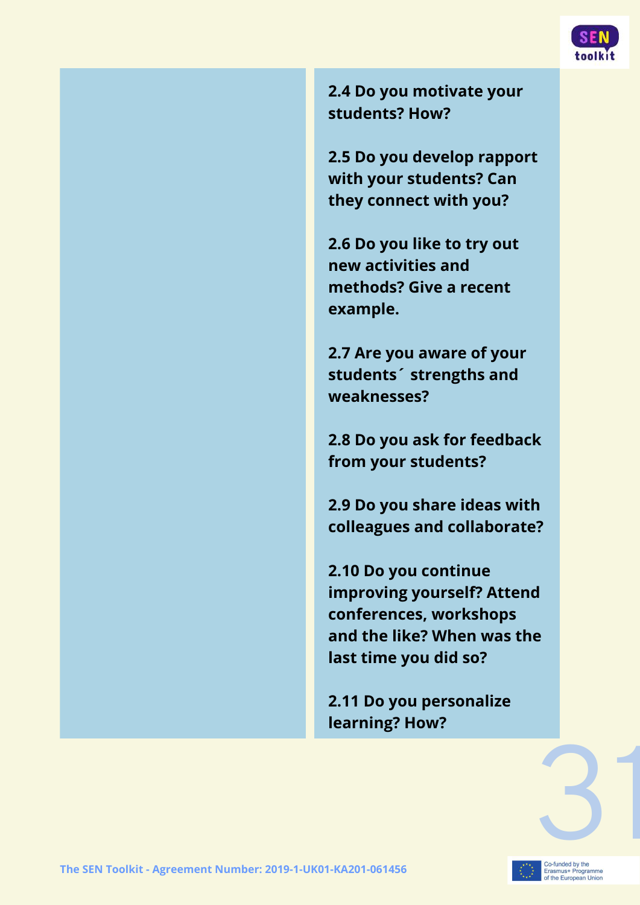**2.4 Do you motivate your students? How?**

**2.5 Do you develop rapport with your students? Can they connect with you?**

**2.6 Do you like to try out new activities and methods? Give a recent example.**

**2.7 Are you aware of your students´ strengths and weaknesses?**

**2.8 Do you ask for feedback from your students?**

**2.9 Do you share ideas with colleagues and collaborate?**

**2.10 Do you continue improving yourself? Attend conferences, workshops and the like? When was the last time you did so?**

**2.11 Do you personalize learning? How?**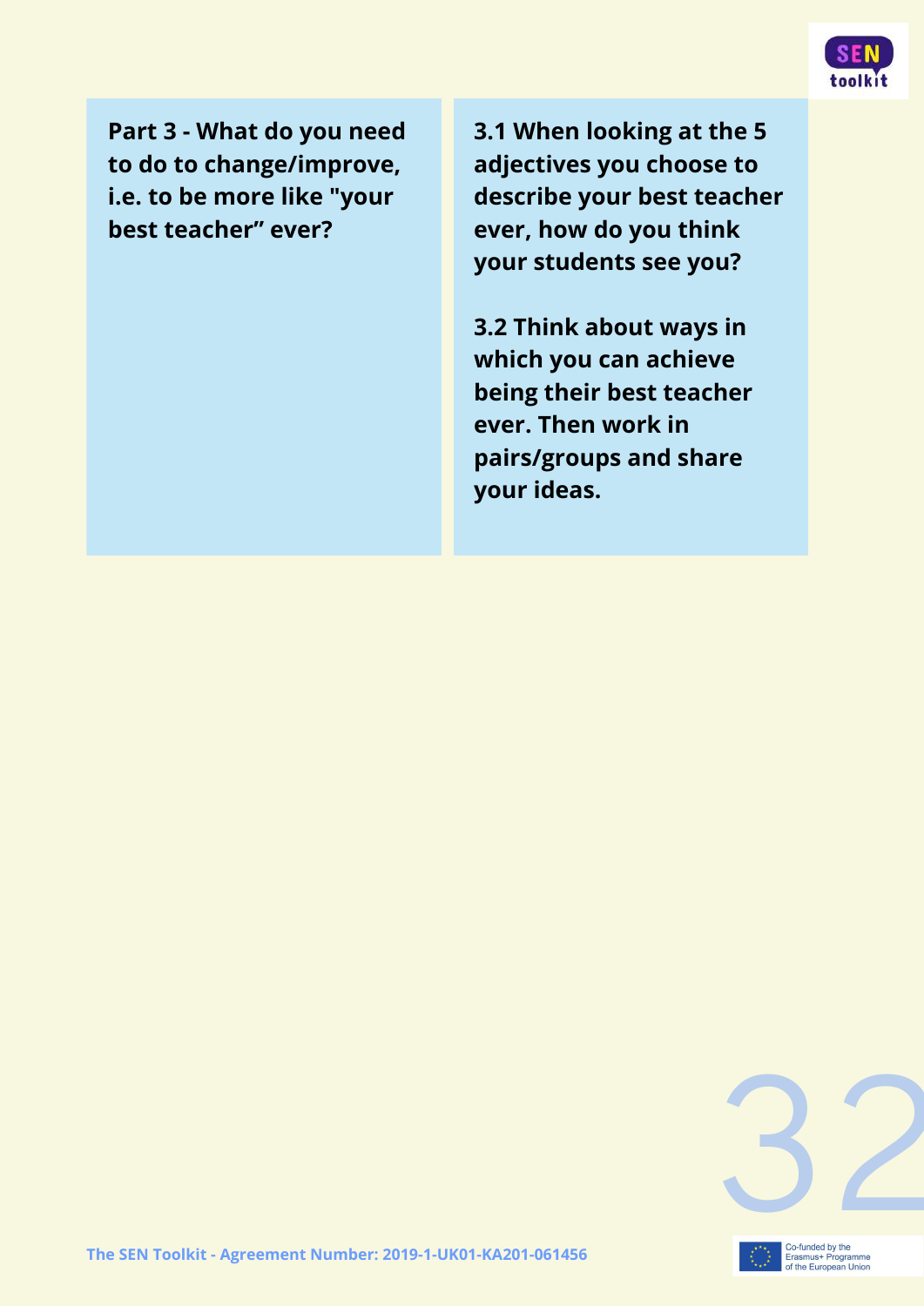**Part 3 - What do you need to do to change/improve, i.e. to be more like "your best teacher" ever?**

**3.1 When looking at the 5 adjectives you choose to describe your best teacher ever, how do you think your students see you?**

**3.2 Think about ways in which you can achieve being their best teacher ever. Then work in pairs/groups and share your ideas.**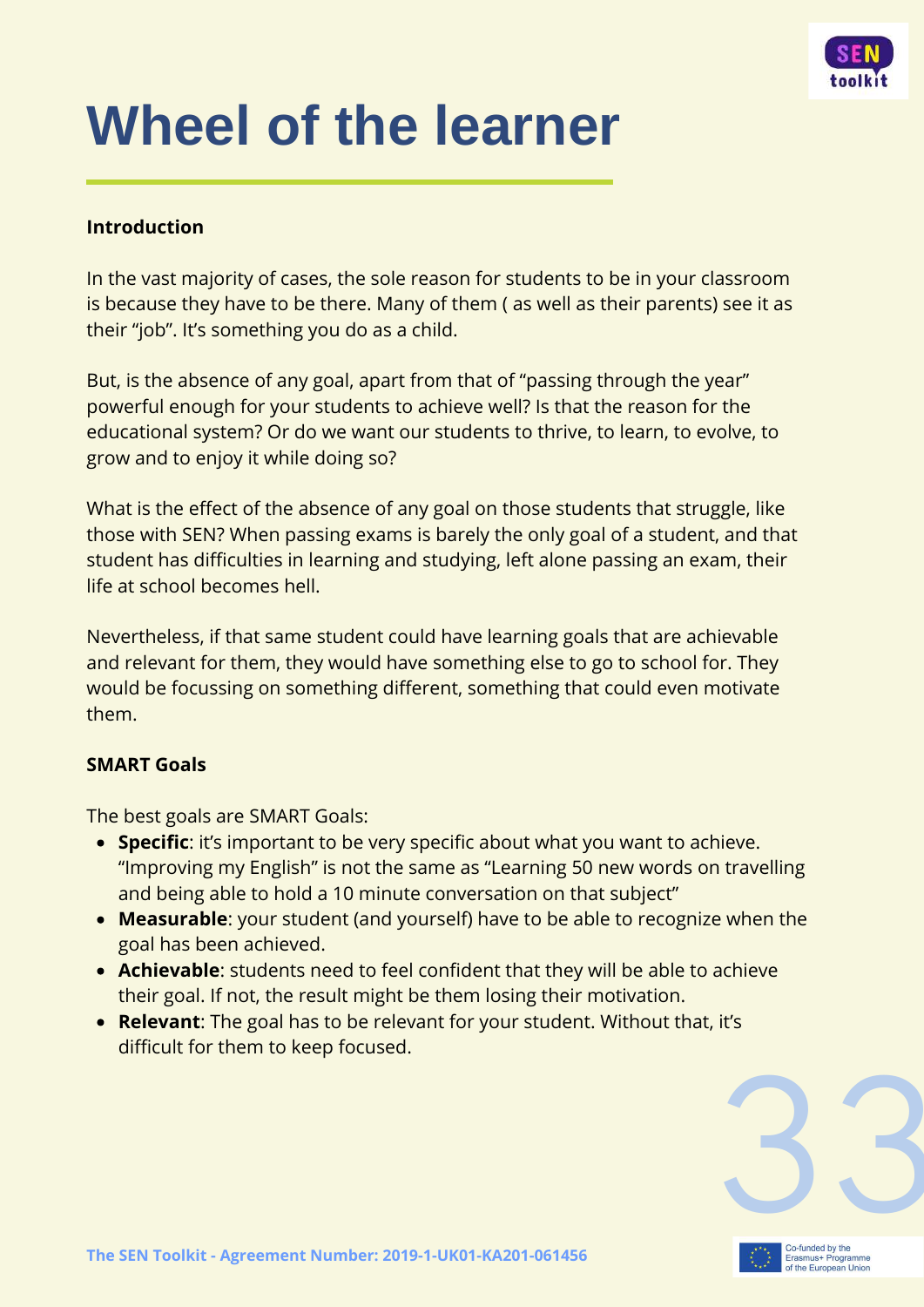# Wheel of the learner

**Introduction**

In the vast majority of cases, the sole reason for students to be in your classroom is because they have to be there. Many of them ( as well as their parents) see it as their "job". It's something you do as a child.

But, is the absence of any goal, apart from that of "passing through the year" powerful enough for your students to achieve well? Is that the reason for the educational system? Or do we want our students to thrive, to learn, to evolve, to grow and to enjoy it while doing so?

What is the effect of the absence of any goal on those students that struggle, like those with SEN? When passing exams is barely the only goal of a student, and that student has difficulties in learning and studying, left alone passing an exam, their life at school becomes hell.

Nevertheless, if that same student could have learning goals that are achievable and relevant for them, they would have something else to go to school for. They would be focussing on something different, something that could even motivate them.

**SMART Goals**

The best goals are SMART Goals:

- **Specific**: it's important to be very specific about what you want to achieve. "Improving my English" is not the same as "Learning 50 new words on travelling and being able to hold a 10 minute conversation on that subject"
- **Measurable**: your student (and yourself) have to be able to recognize when the goal has been achieved.
- **Achievable**: students need to feel confident that they will be able to achieve their goal. If not, the result might be them losing their motivation.
- **Relevant**: The goal has to be relevant for your student. Without that, it's difficult for them to keep focused.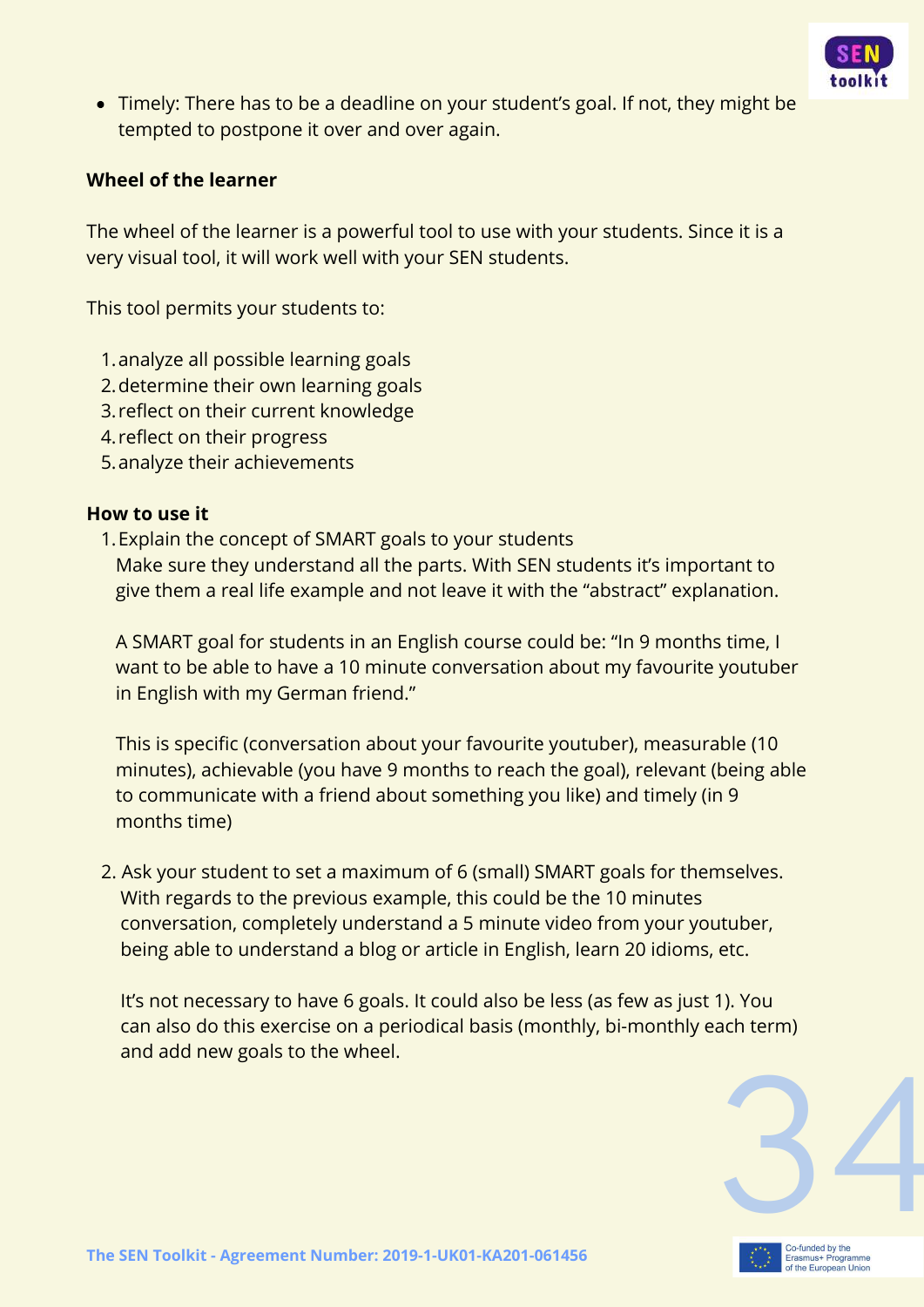- Timely: There has to be a deadline on your student's goal. If not, they might be tempted to postpone it over and over again.

**Wheel of the learner**

The wheel of the learner is a powerful tool to use with your students. Since it is a very visual tool, it will work well with your SEN students.

This tool permits your students to:

1. analyze all possible learning goals
2. determine their own learning goals
3. reflect on their current knowledge
4. reflect on their progress
5. analyze their achievements

**How to use it**

1. Explain the concept of SMART goals to your students
   Make sure they understand all the parts. With SEN students it's important to give them a real life example and not leave it with the "abstract" explanation.

   A SMART goal for students in an English course could be: "In 9 months time, I want to be able to have a 10 minute conversation about my favourite youtuber in English with my German friend."

   This is specific (conversation about your favourite youtuber), measurable (10 minutes), achievable (you have 9 months to reach the goal), relevant (being able to communicate with a friend about something you like) and timely (in 9 months time)

2. Ask your student to set a maximum of 6 (small) SMART goals for themselves. With regards to the previous example, this could be the 10 minutes conversation, completely understand a 5 minute video from your youtuber, being able to understand a blog or article in English, learn 20 idioms, etc.

   It's not necessary to have 6 goals. It could also be less (as few as just 1). You can also do this exercise on a periodical basis (monthly, bi-monthly each term) and add new goals to the wheel.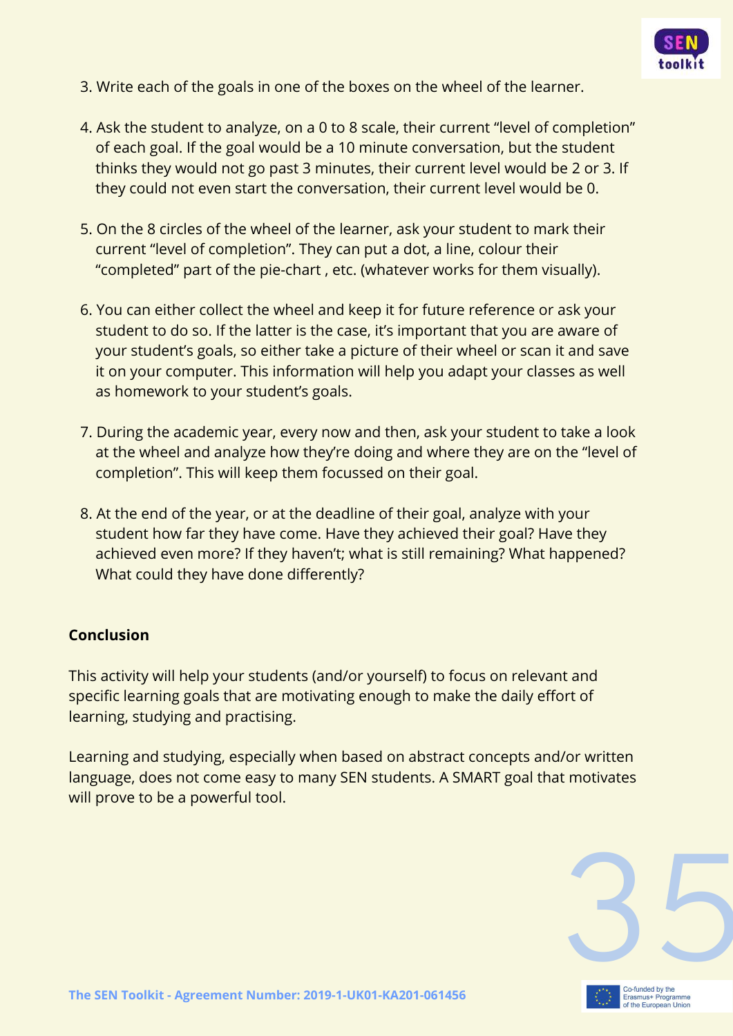3. Write each of the goals in one of the boxes on the wheel of the learner.

4. Ask the student to analyze, on a 0 to 8 scale, their current "level of completion" of each goal. If the goal would be a 10 minute conversation, but the student thinks they would not go past 3 minutes, their current level would be 2 or 3. If they could not even start the conversation, their current level would be 0.

5. On the 8 circles of the wheel of the learner, ask your student to mark their current "level of completion". They can put a dot, a line, colour their "completed" part of the pie-chart , etc. (whatever works for them visually).

6. You can either collect the wheel and keep it for future reference or ask your student to do so. If the latter is the case, it's important that you are aware of your student's goals, so either take a picture of their wheel or scan it and save it on your computer. This information will help you adapt your classes as well as homework to your student's goals.

7. During the academic year, every now and then, ask your student to take a look at the wheel and analyze how they're doing and where they are on the "level of completion". This will keep them focussed on their goal.

8. At the end of the year, or at the deadline of their goal, analyze with your student how far they have come. Have they achieved their goal? Have they achieved even more? If they haven't; what is still remaining? What happened? What could they have done differently?

**Conclusion**

This activity will help your students (and/or yourself) to focus on relevant and specific learning goals that are motivating enough to make the daily effort of learning, studying and practising.

Learning and studying, especially when based on abstract concepts and/or written language, does not come easy to many SEN students. A SMART goal that motivates will prove to be a powerful tool.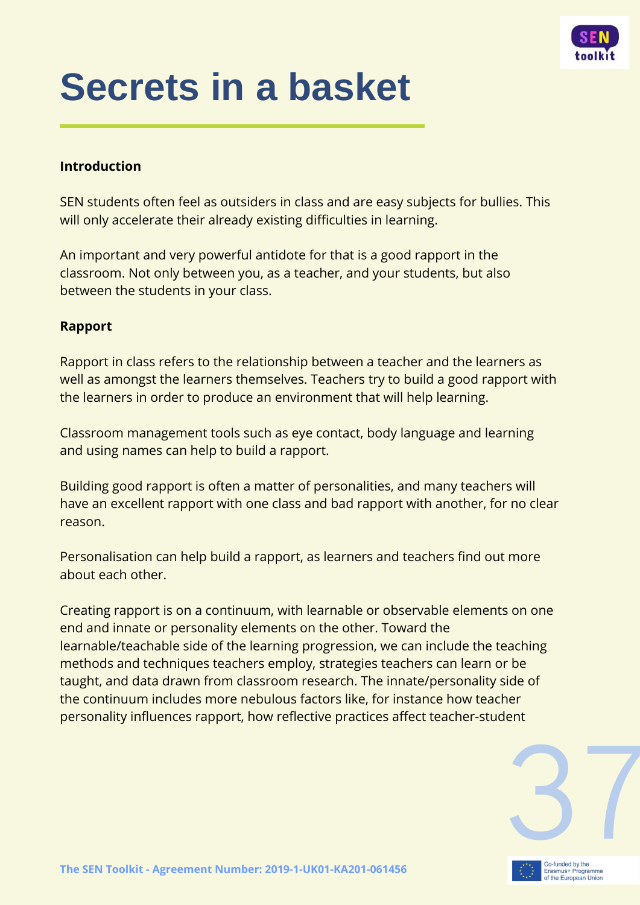# Secrets in a basket

**Introduction**

SEN students often feel as outsiders in class and are easy subjects for bullies. This will only accelerate their already existing difficulties in learning.

An important and very powerful antidote for that is a good rapport in the classroom. Not only between you, as a teacher, and your students, but also between the students in your class.

**Rapport**

Rapport in class refers to the relationship between a teacher and the learners as well as amongst the learners themselves. Teachers try to build a good rapport with the learners in order to produce an environment that will help learning.

Classroom management tools such as eye contact, body language and learning and using names can help to build a rapport.

Building good rapport is often a matter of personalities, and many teachers will have an excellent rapport with one class and bad rapport with another, for no clear reason.

Personalisation can help build a rapport, as learners and teachers find out more about each other.

Creating rapport is on a continuum, with learnable or observable elements on one end and innate or personality elements on the other. Toward the learnable/teachable side of the learning progression, we can include the teaching methods and techniques teachers employ, strategies teachers can learn or be taught, and data drawn from classroom research. The innate/personality side of the continuum includes more nebulous factors like, for instance how teacher personality influences rapport, how reflective practices affect teacher-student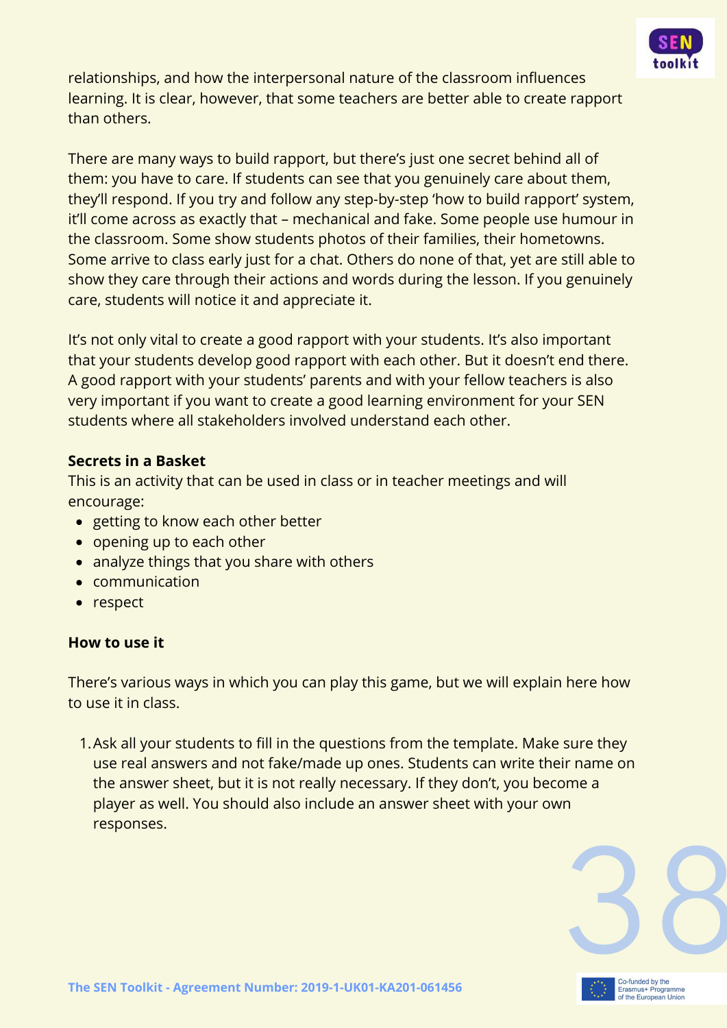relationships, and how the interpersonal nature of the classroom influences learning. It is clear, however, that some teachers are better able to create rapport than others.

There are many ways to build rapport, but there's just one secret behind all of them: you have to care. If students can see that you genuinely care about them, they'll respond. If you try and follow any step-by-step 'how to build rapport' system, it'll come across as exactly that – mechanical and fake. Some people use humour in the classroom. Some show students photos of their families, their hometowns. Some arrive to class early just for a chat. Others do none of that, yet are still able to show they care through their actions and words during the lesson. If you genuinely care, students will notice it and appreciate it.

It's not only vital to create a good rapport with your students. It's also important that your students develop good rapport with each other. But it doesn't end there. A good rapport with your students' parents and with your fellow teachers is also very important if you want to create a good learning environment for your SEN students where all stakeholders involved understand each other.

**Secrets in a Basket**

This is an activity that can be used in class or in teacher meetings and will encourage:

- getting to know each other better
- opening up to each other
- analyze things that you share with others
- communication
- respect

**How to use it**

There's various ways in which you can play this game, but we will explain here how to use it in class.

1. Ask all your students to fill in the questions from the template. Make sure they use real answers and not fake/made up ones. Students can write their name on the answer sheet, but it is not really necessary. If they don't, you become a player as well. You should also include an answer sheet with your own responses.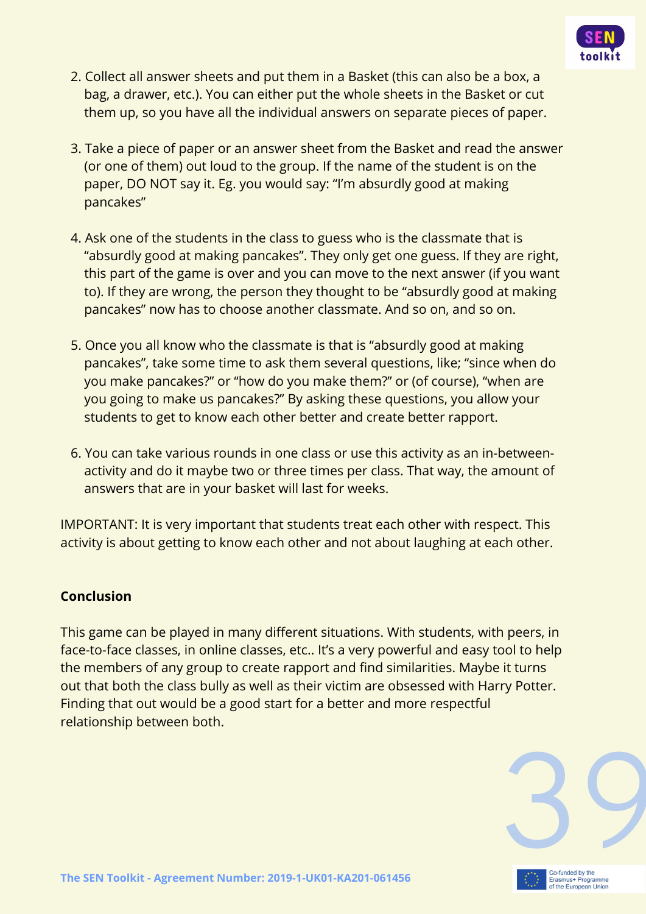2. Collect all answer sheets and put them in a Basket (this can also be a box, a bag, a drawer, etc.). You can either put the whole sheets in the Basket or cut them up, so you have all the individual answers on separate pieces of paper.

3. Take a piece of paper or an answer sheet from the Basket and read the answer (or one of them) out loud to the group. If the name of the student is on the paper, DO NOT say it. Eg. you would say: "I'm absurdly good at making pancakes"

4. Ask one of the students in the class to guess who is the classmate that is "absurdly good at making pancakes". They only get one guess. If they are right, this part of the game is over and you can move to the next answer (if you want to). If they are wrong, the person they thought to be "absurdly good at making pancakes" now has to choose another classmate. And so on, and so on.

5. Once you all know who the classmate is that is "absurdly good at making pancakes", take some time to ask them several questions, like; "since when do you make pancakes?" or "how do you make them?" or (of course), "when are you going to make us pancakes?" By asking these questions, you allow your students to get to know each other better and create better rapport.

6. You can take various rounds in one class or use this activity as an in-between-activity and do it maybe two or three times per class. That way, the amount of answers that are in your basket will last for weeks.

IMPORTANT: It is very important that students treat each other with respect. This activity is about getting to know each other and not about laughing at each other.

**Conclusion**

This game can be played in many different situations. With students, with peers, in face-to-face classes, in online classes, etc.. It's a very powerful and easy tool to help the members of any group to create rapport and find similarities. Maybe it turns out that both the class bully as well as their victim are obsessed with Harry Potter. Finding that out would be a good start for a better and more respectful relationship between both.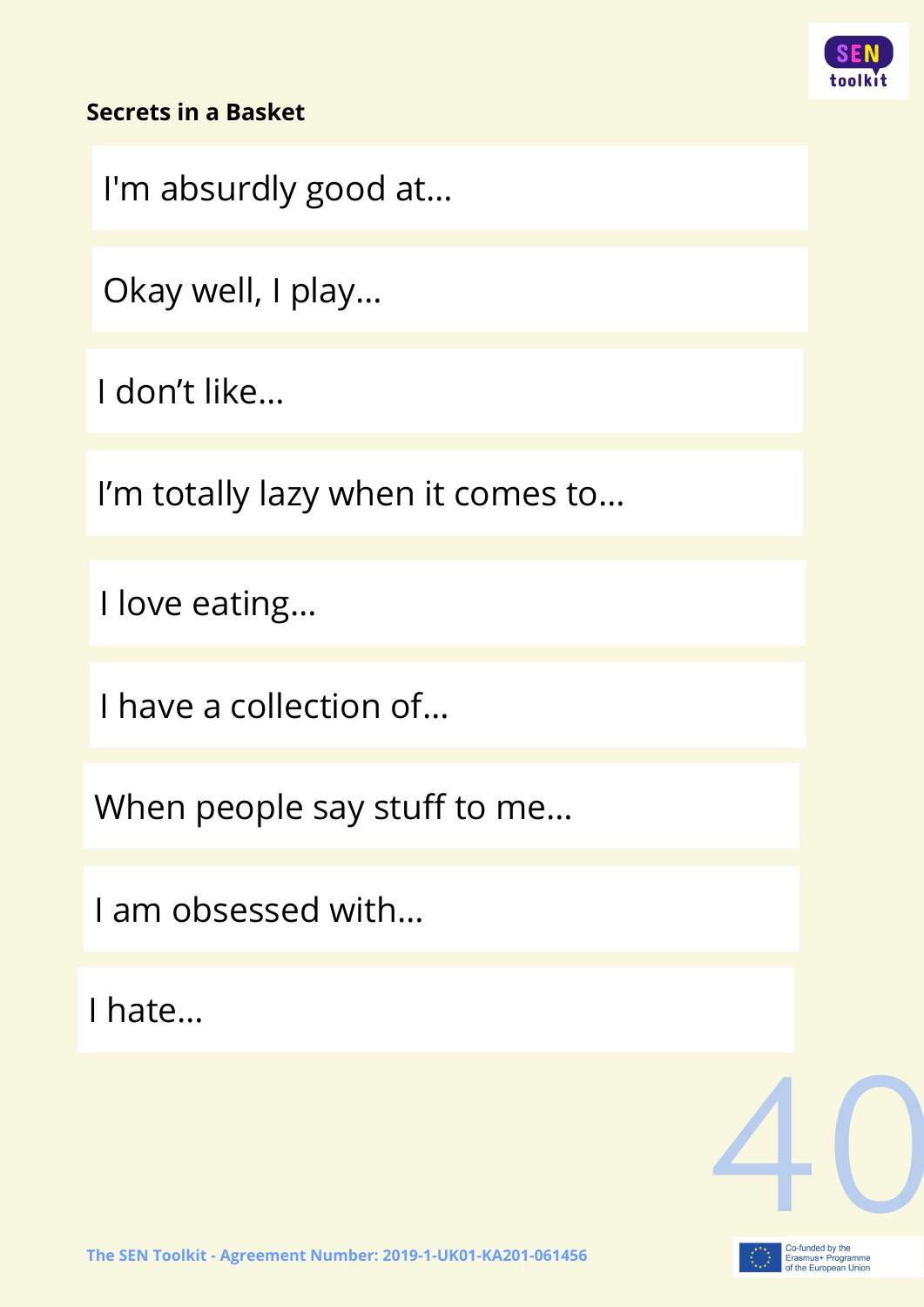**Secrets in a Basket**

I'm absurdly good at...

Okay well, I play...

I don't like...

I'm totally lazy when it comes to...

I love eating...

I have a collection of...

When people say stuff to me...

I am obsessed with...

I hate...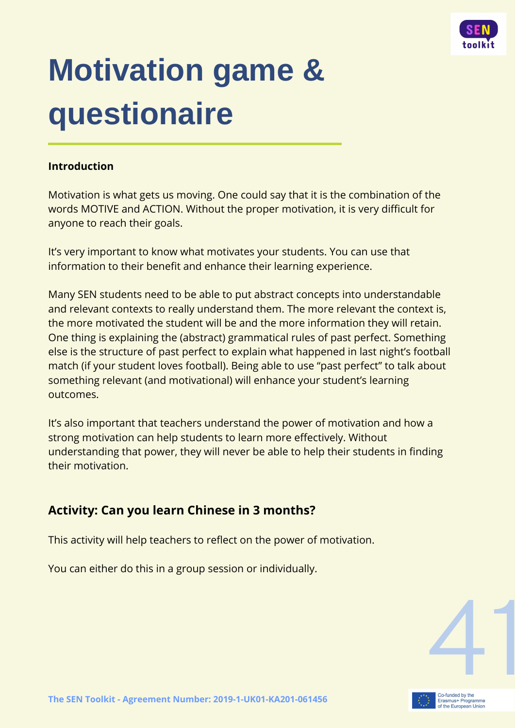# Motivation game & questionaire

**Introduction**

Motivation is what gets us moving. One could say that it is the combination of the words MOTIVE and ACTION. Without the proper motivation, it is very difficult for anyone to reach their goals.

It's very important to know what motivates your students. You can use that information to their benefit and enhance their learning experience.

Many SEN students need to be able to put abstract concepts into understandable and relevant contexts to really understand them. The more relevant the context is, the more motivated the student will be and the more information they will retain. One thing is explaining the (abstract) grammatical rules of past perfect. Something else is the structure of past perfect to explain what happened in last night's football match (if your student loves football). Being able to use "past perfect" to talk about something relevant (and motivational) will enhance your student's learning outcomes.

It's also important that teachers understand the power of motivation and how a strong motivation can help students to learn more effectively. Without understanding that power, they will never be able to help their students in finding their motivation.

## Activity: Can you learn Chinese in 3 months?

This activity will help teachers to reflect on the power of motivation.

You can either do this in a group session or individually.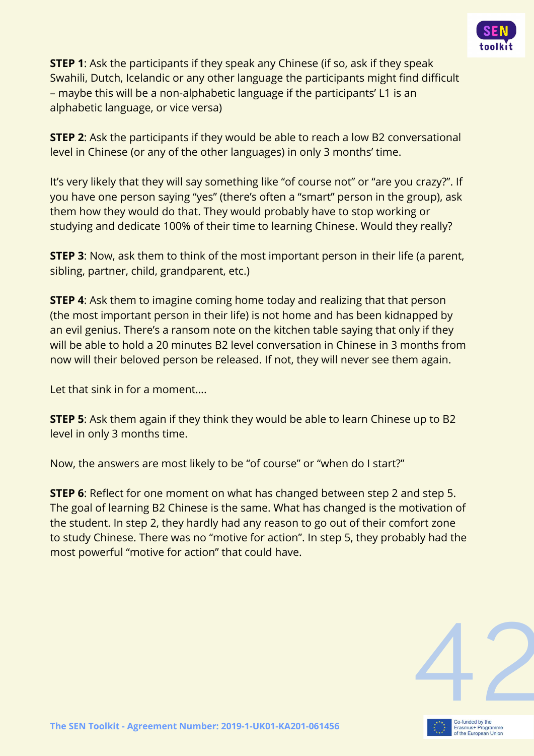**STEP 1**: Ask the participants if they speak any Chinese (if so, ask if they speak Swahili, Dutch, Icelandic or any other language the participants might find difficult – maybe this will be a non-alphabetic language if the participants' L1 is an alphabetic language, or vice versa)

**STEP 2**: Ask the participants if they would be able to reach a low B2 conversational level in Chinese (or any of the other languages) in only 3 months' time.

It's very likely that they will say something like "of course not" or "are you crazy?". If you have one person saying "yes" (there's often a "smart" person in the group), ask them how they would do that. They would probably have to stop working or studying and dedicate 100% of their time to learning Chinese. Would they really?

**STEP 3**: Now, ask them to think of the most important person in their life (a parent, sibling, partner, child, grandparent, etc.)

**STEP 4**: Ask them to imagine coming home today and realizing that that person (the most important person in their life) is not home and has been kidnapped by an evil genius. There's a ransom note on the kitchen table saying that only if they will be able to hold a 20 minutes B2 level conversation in Chinese in 3 months from now will their beloved person be released. If not, they will never see them again.

Let that sink in for a moment....

**STEP 5**: Ask them again if they think they would be able to learn Chinese up to B2 level in only 3 months time.

Now, the answers are most likely to be "of course" or "when do I start?"

**STEP 6**: Reflect for one moment on what has changed between step 2 and step 5. The goal of learning B2 Chinese is the same. What has changed is the motivation of the student. In step 2, they hardly had any reason to go out of their comfort zone to study Chinese. There was no "motive for action". In step 5, they probably had the most powerful "motive for action" that could have.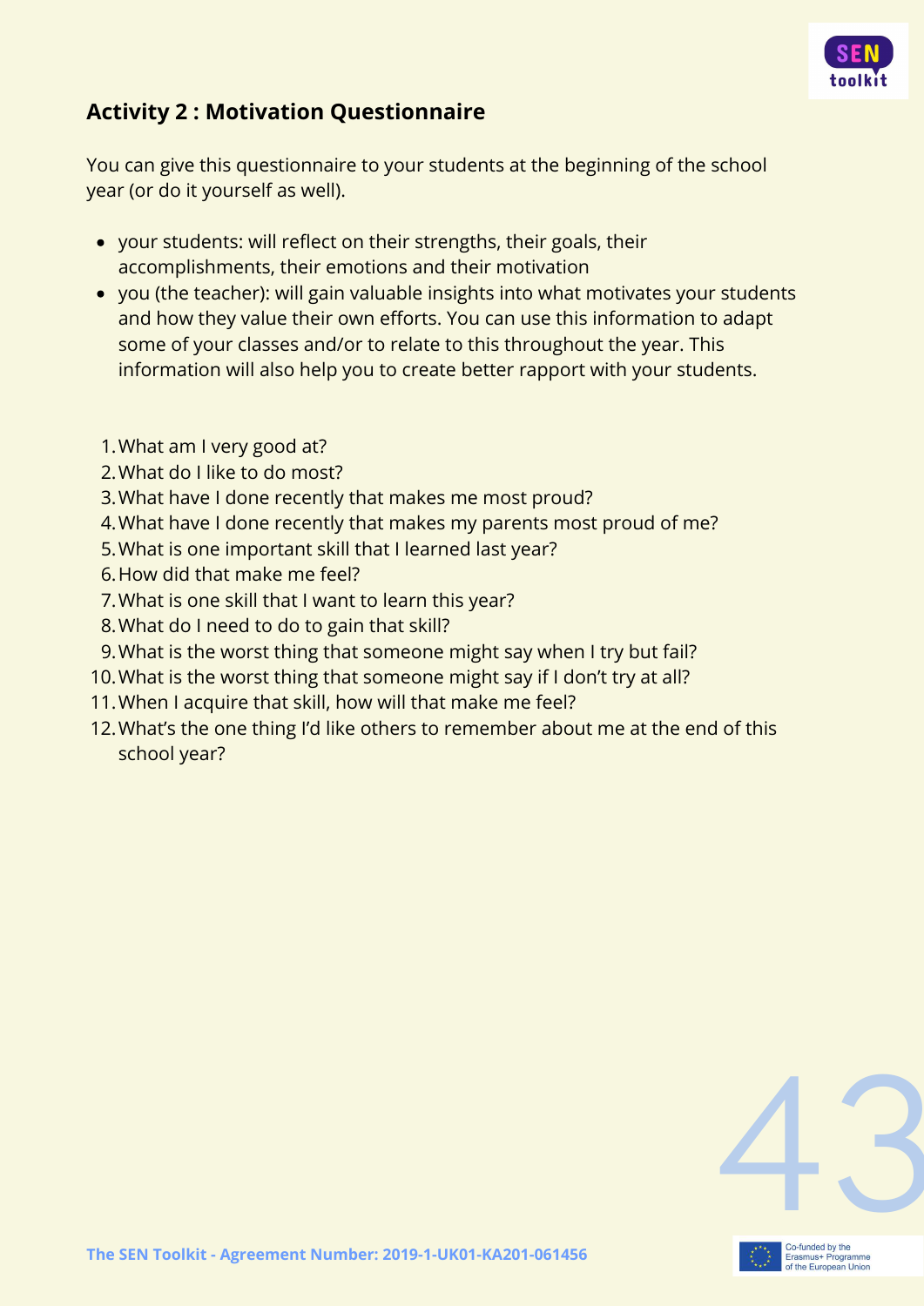## Activity 2 : Motivation Questionnaire

You can give this questionnaire to your students at the beginning of the school year (or do it yourself as well).

- your students: will reflect on their strengths, their goals, their accomplishments, their emotions and their motivation
- you (the teacher): will gain valuable insights into what motivates your students and how they value their own efforts. You can use this information to adapt some of your classes and/or to relate to this throughout the year. This information will also help you to create better rapport with your students.

1. What am I very good at?
2. What do I like to do most?
3. What have I done recently that makes me most proud?
4. What have I done recently that makes my parents most proud of me?
5. What is one important skill that I learned last year?
6. How did that make me feel?
7. What is one skill that I want to learn this year?
8. What do I need to do to gain that skill?
9. What is the worst thing that someone might say when I try but fail?
10. What is the worst thing that someone might say if I don't try at all?
11. When I acquire that skill, how will that make me feel?
12. What's the one thing I'd like others to remember about me at the end of this school year?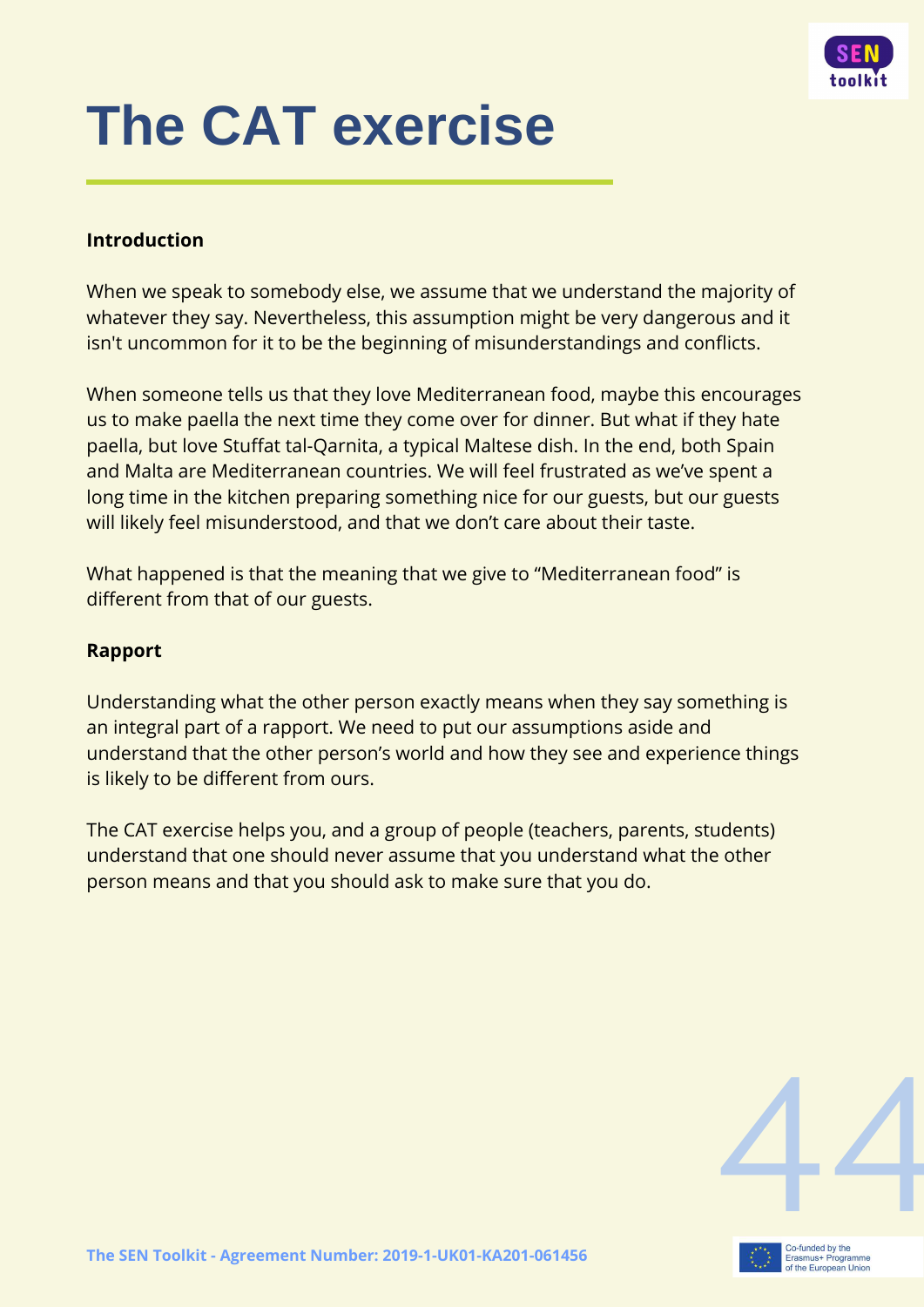# The CAT exercise

**Introduction**

When we speak to somebody else, we assume that we understand the majority of whatever they say. Nevertheless, this assumption might be very dangerous and it isn't uncommon for it to be the beginning of misunderstandings and conflicts.

When someone tells us that they love Mediterranean food, maybe this encourages us to make paella the next time they come over for dinner. But what if they hate paella, but love Stuffat tal-Qarnita, a typical Maltese dish. In the end, both Spain and Malta are Mediterranean countries. We will feel frustrated as we've spent a long time in the kitchen preparing something nice for our guests, but our guests will likely feel misunderstood, and that we don't care about their taste.

What happened is that the meaning that we give to "Mediterranean food" is different from that of our guests.

**Rapport**

Understanding what the other person exactly means when they say something is an integral part of a rapport. We need to put our assumptions aside and understand that the other person's world and how they see and experience things is likely to be different from ours.

The CAT exercise helps you, and a group of people (teachers, parents, students) understand that one should never assume that you understand what the other person means and that you should ask to make sure that you do.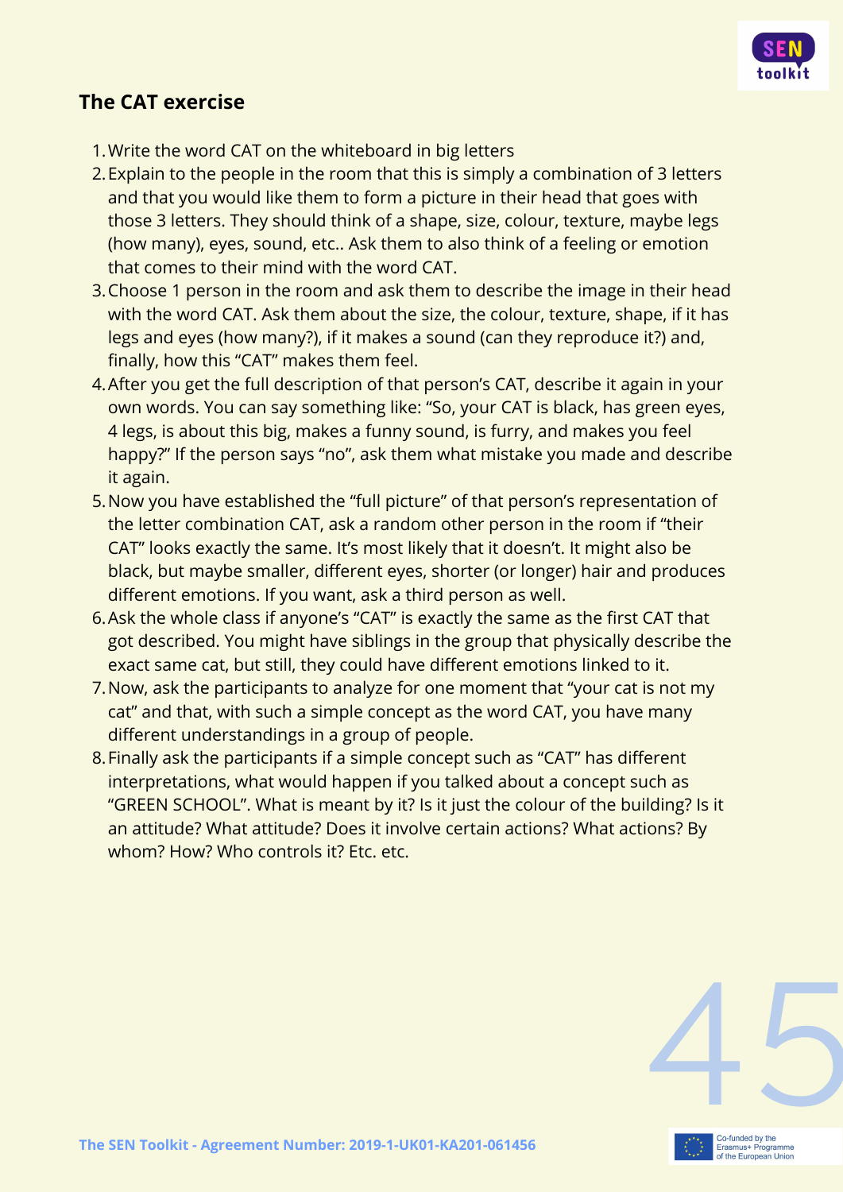## The CAT exercise

1. Write the word CAT on the whiteboard in big letters
2. Explain to the people in the room that this is simply a combination of 3 letters and that you would like them to form a picture in their head that goes with those 3 letters. They should think of a shape, size, colour, texture, maybe legs (how many), eyes, sound, etc.. Ask them to also think of a feeling or emotion that comes to their mind with the word CAT.
3. Choose 1 person in the room and ask them to describe the image in their head with the word CAT. Ask them about the size, the colour, texture, shape, if it has legs and eyes (how many?), if it makes a sound (can they reproduce it?) and, finally, how this "CAT" makes them feel.
4. After you get the full description of that person's CAT, describe it again in your own words. You can say something like: "So, your CAT is black, has green eyes, 4 legs, is about this big, makes a funny sound, is furry, and makes you feel happy?" If the person says "no", ask them what mistake you made and describe it again.
5. Now you have established the "full picture" of that person's representation of the letter combination CAT, ask a random other person in the room if "their CAT" looks exactly the same. It's most likely that it doesn't. It might also be black, but maybe smaller, different eyes, shorter (or longer) hair and produces different emotions. If you want, ask a third person as well.
6. Ask the whole class if anyone's "CAT" is exactly the same as the first CAT that got described. You might have siblings in the group that physically describe the exact same cat, but still, they could have different emotions linked to it.
7. Now, ask the participants to analyze for one moment that "your cat is not my cat" and that, with such a simple concept as the word CAT, you have many different understandings in a group of people.
8. Finally ask the participants if a simple concept such as "CAT" has different interpretations, what would happen if you talked about a concept such as "GREEN SCHOOL". What is meant by it? Is it just the colour of the building? Is it an attitude? What attitude? Does it involve certain actions? What actions? By whom? How? Who controls it? Etc. etc.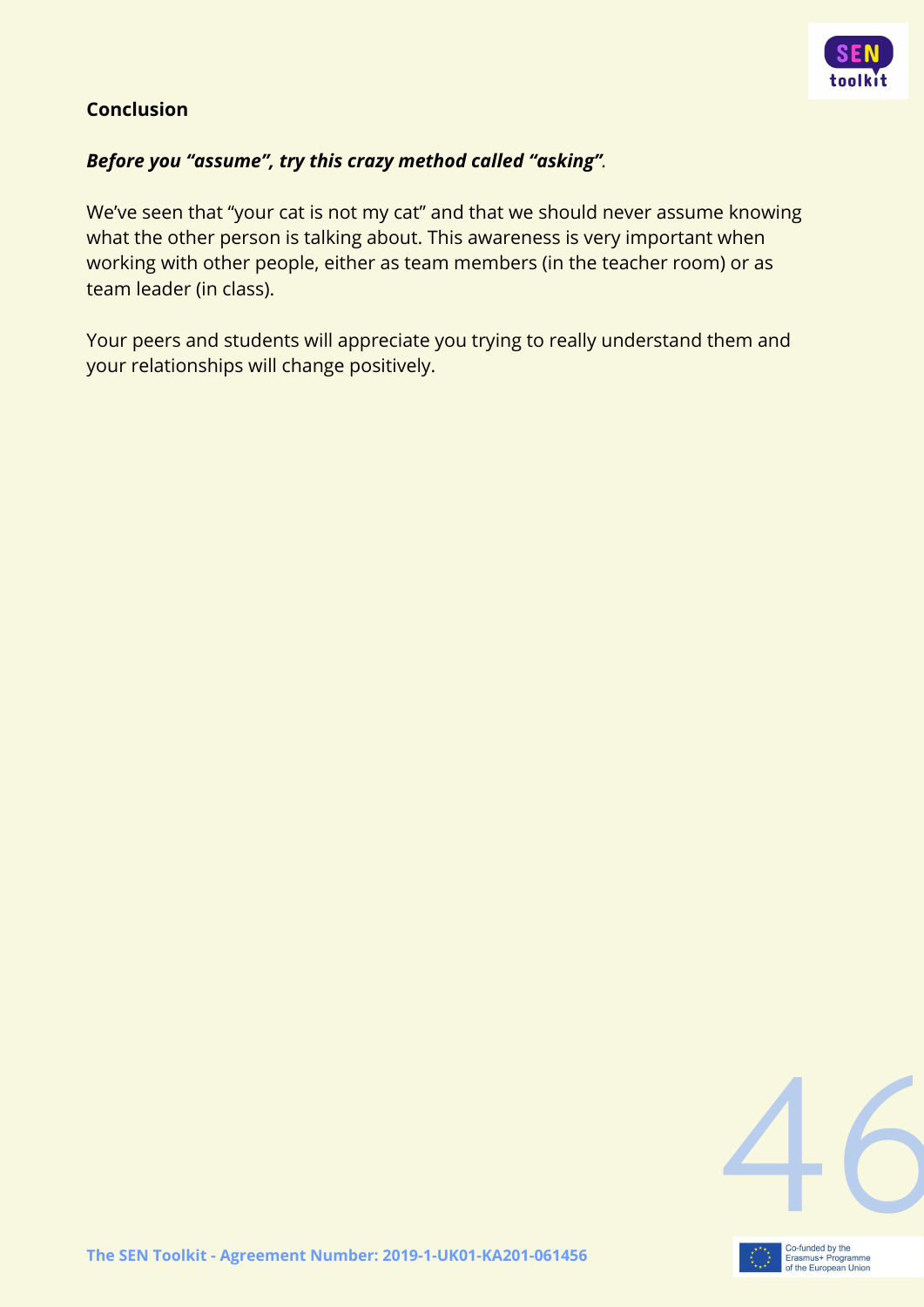## Conclusion

***Before you "assume", try this crazy method called "asking"*.**

We've seen that "your cat is not my cat" and that we should never assume knowing what the other person is talking about. This awareness is very important when working with other people, either as team members (in the teacher room) or as team leader (in class).

Your peers and students will appreciate you trying to really understand them and your relationships will change positively.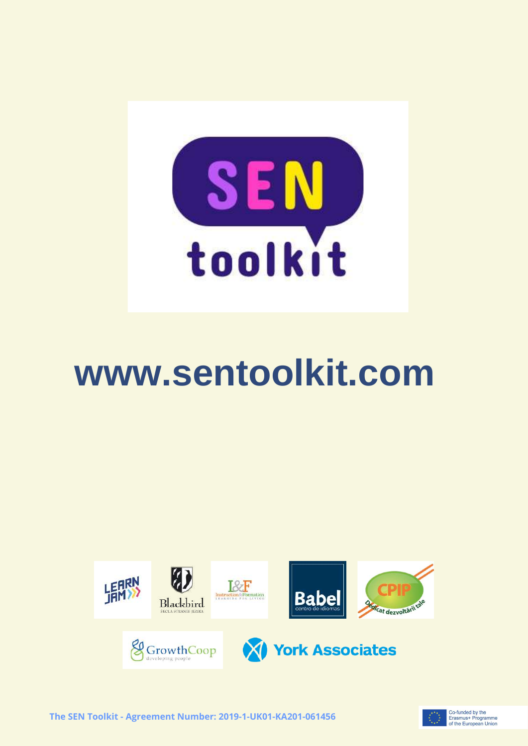SEN toolkit

# www.sentoolkit.com

**The SEN Toolkit - Agreement Number: 2019-1-UK01-KA201-061456**

Co-funded by the Erasmus+ Programme of the European Union